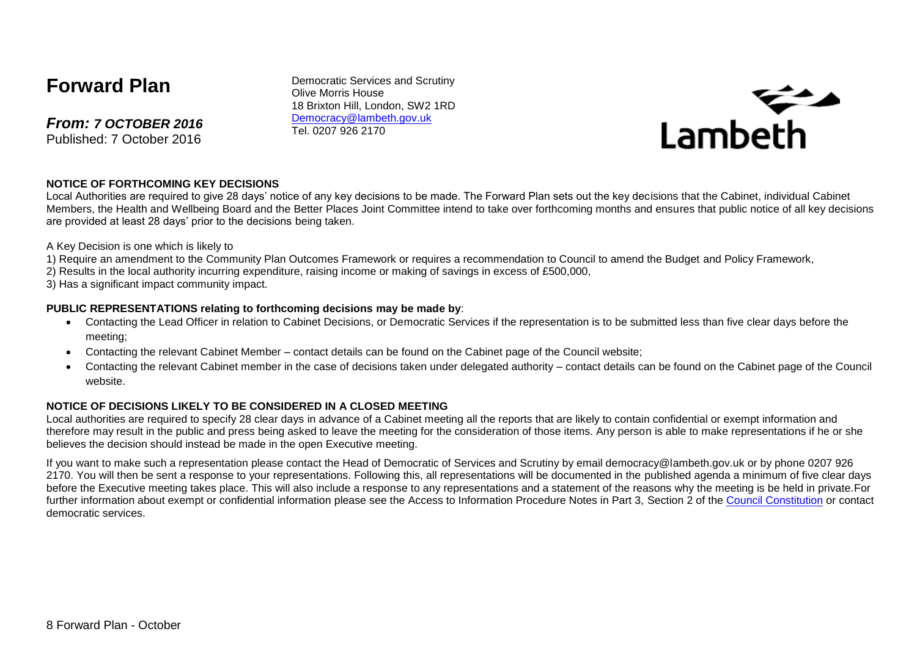# Forward Plan

***From: 7 OCTOBER 2016***
Published: 7 October 2016

Democratic Services and Scrutiny
Olive Morris House
18 Brixton Hill, London, SW2 1RD
Democracy@lambeth.gov.uk
Tel. 0207 926 2170

Lambeth

**NOTICE OF FORTHCOMING KEY DECISIONS**

Local Authorities are required to give 28 days' notice of any key decisions to be made. The Forward Plan sets out the key decisions that the Cabinet, individual Cabinet Members, the Health and Wellbeing Board and the Better Places Joint Committee intend to take over forthcoming months and ensures that public notice of all key decisions are provided at least 28 days' prior to the decisions being taken.

A Key Decision is one which is likely to

1) Require an amendment to the Community Plan Outcomes Framework or requires a recommendation to Council to amend the Budget and Policy Framework,
2) Results in the local authority incurring expenditure, raising income or making of savings in excess of £500,000,
3) Has a significant impact community impact.

**PUBLIC REPRESENTATIONS relating to forthcoming decisions may be made by**:

- Contacting the Lead Officer in relation to Cabinet Decisions, or Democratic Services if the representation is to be submitted less than five clear days before the meeting;
- Contacting the relevant Cabinet Member – contact details can be found on the Cabinet page of the Council website;
- Contacting the relevant Cabinet member in the case of decisions taken under delegated authority – contact details can be found on the Cabinet page of the Council website.

**NOTICE OF DECISIONS LIKELY TO BE CONSIDERED IN A CLOSED MEETING**

Local authorities are required to specify 28 clear days in advance of a Cabinet meeting all the reports that are likely to contain confidential or exempt information and therefore may result in the public and press being asked to leave the meeting for the consideration of those items. Any person is able to make representations if he or she believes the decision should instead be made in the open Executive meeting.

If you want to make such a representation please contact the Head of Democratic of Services and Scrutiny by email democracy@lambeth.gov.uk or by phone 0207 926 2170. You will then be sent a response to your representations. Following this, all representations will be documented in the published agenda a minimum of five clear days before the Executive meeting takes place. This will also include a response to any representations and a statement of the reasons why the meeting is be held in private.For further information about exempt or confidential information please see the Access to Information Procedure Notes in Part 3, Section 2 of the Council Constitution or contact democratic services.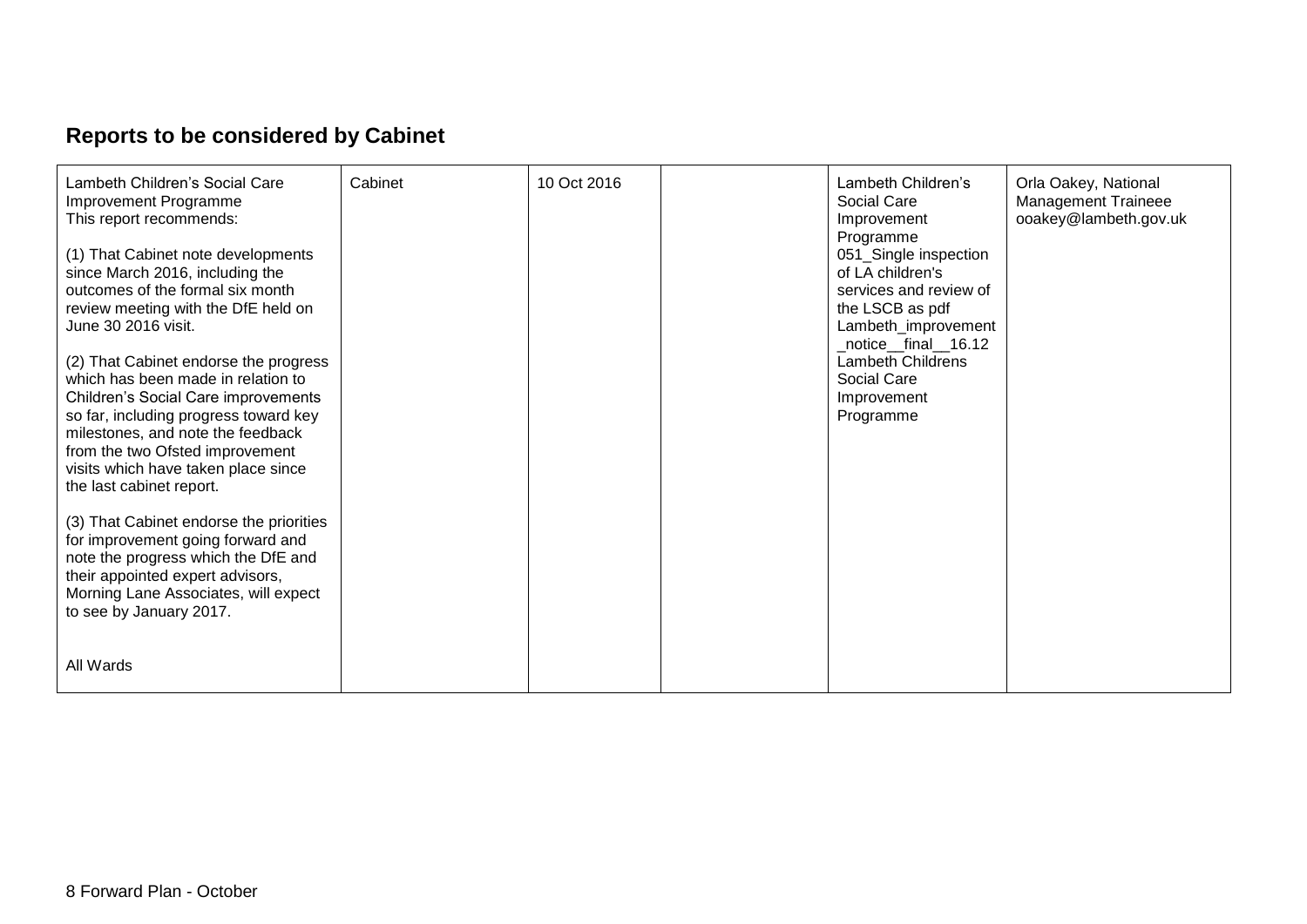## Reports to be considered by Cabinet

| | | | | | |
|---|---|---|---|---|---|
| Lambeth Children's Social Care Improvement Programme<br>This report recommends:<br><br>(1) That Cabinet note developments since March 2016, including the outcomes of the formal six month review meeting with the DfE held on June 30 2016 visit.<br><br>(2) That Cabinet endorse the progress which has been made in relation to Children's Social Care improvements so far, including progress toward key milestones, and note the feedback from the two Ofsted improvement visits which have taken place since the last cabinet report.<br><br>(3) That Cabinet endorse the priorities for improvement going forward and note the progress which the DfE and their appointed expert advisors, Morning Lane Associates, will expect to see by January 2017.<br><br>All Wards | Cabinet | 10 Oct 2016 | | Lambeth Children's Social Care Improvement Programme<br>051_Single inspection of LA children's services and review of the LSCB as pdf<br>Lambeth_improvement_notice__final__16.12<br>Lambeth Childrens Social Care Improvement Programme | Orla Oakey, National Management Traineee<br>ooakey@lambeth.gov.uk |

8 Forward Plan - October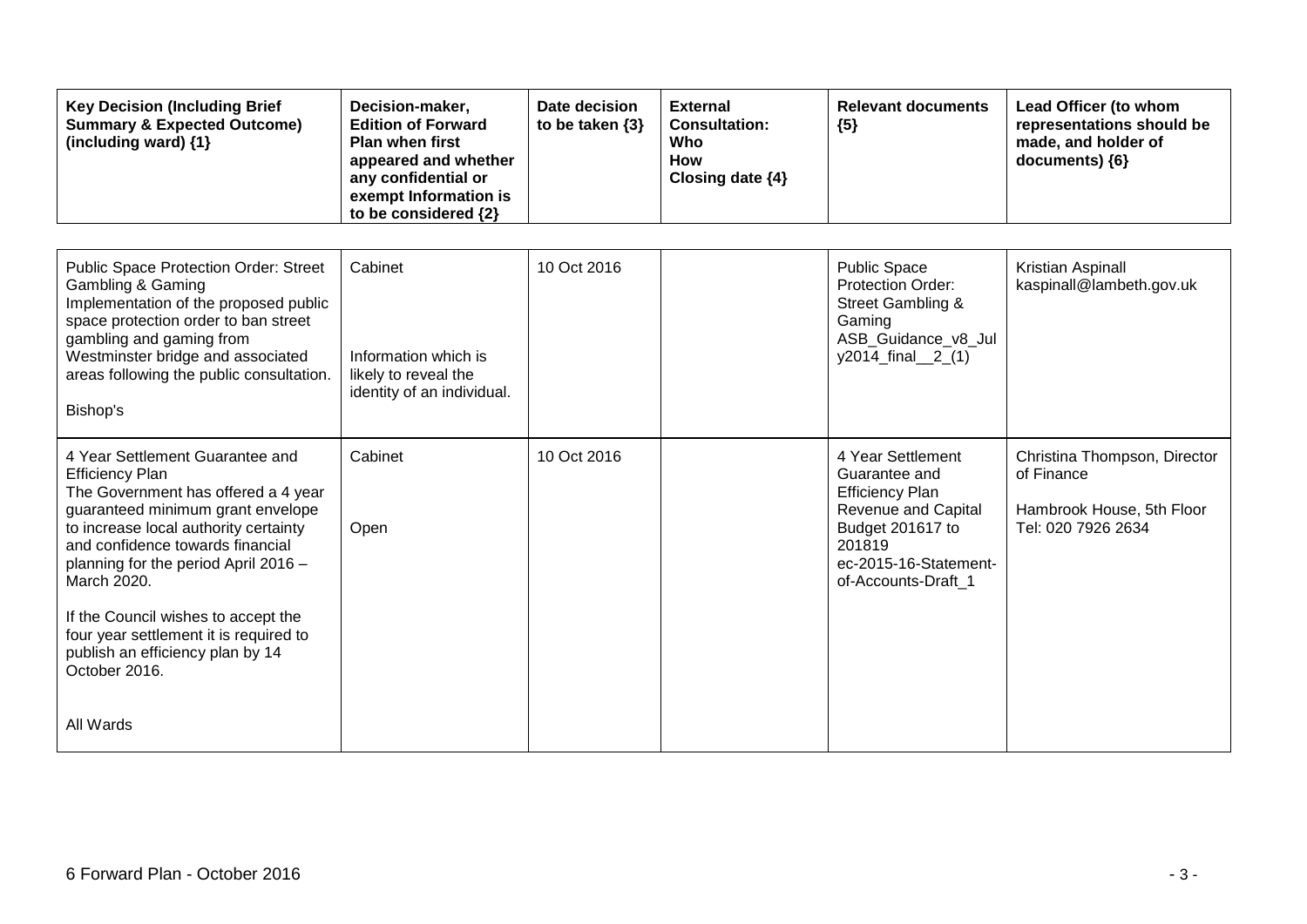| Key Decision (Including Brief Summary & Expected Outcome) (including ward) {1} | Decision-maker, Edition of Forward Plan when first appeared and whether any confidential or exempt Information is to be considered {2} | Date decision to be taken {3} | External Consultation: Who How Closing date {4} | Relevant documents {5} | Lead Officer (to whom representations should be made, and holder of documents) {6} |
|---|---|---|---|---|---|
| Public Space Protection Order: Street Gambling & Gaming<br>Implementation of the proposed public space protection order to ban street gambling and gaming from Westminster bridge and associated areas following the public consultation.<br><br>Bishop's | Cabinet<br><br>Information which is likely to reveal the identity of an individual. | 10 Oct 2016 | | Public Space Protection Order: Street Gambling & Gaming<br>ASB_Guidance_v8_July2014_final__2_(1) | Kristian Aspinall<br>kaspinall@lambeth.gov.uk |
| 4 Year Settlement Guarantee and Efficiency Plan<br>The Government has offered a 4 year guaranteed minimum grant envelope to increase local authority certainty and confidence towards financial planning for the period April 2016 – March 2020.<br><br>If the Council wishes to accept the four year settlement it is required to publish an efficiency plan by 14 October 2016.<br><br>All Wards | Cabinet<br><br>Open | 10 Oct 2016 | | 4 Year Settlement Guarantee and Efficiency Plan<br>Revenue and Capital Budget 201617 to 201819<br>ec-2015-16-Statement-of-Accounts-Draft_1 | Christina Thompson, Director of Finance<br><br>Hambrook House, 5th Floor<br>Tel: 020 7926 2634 |

6 Forward Plan - October 2016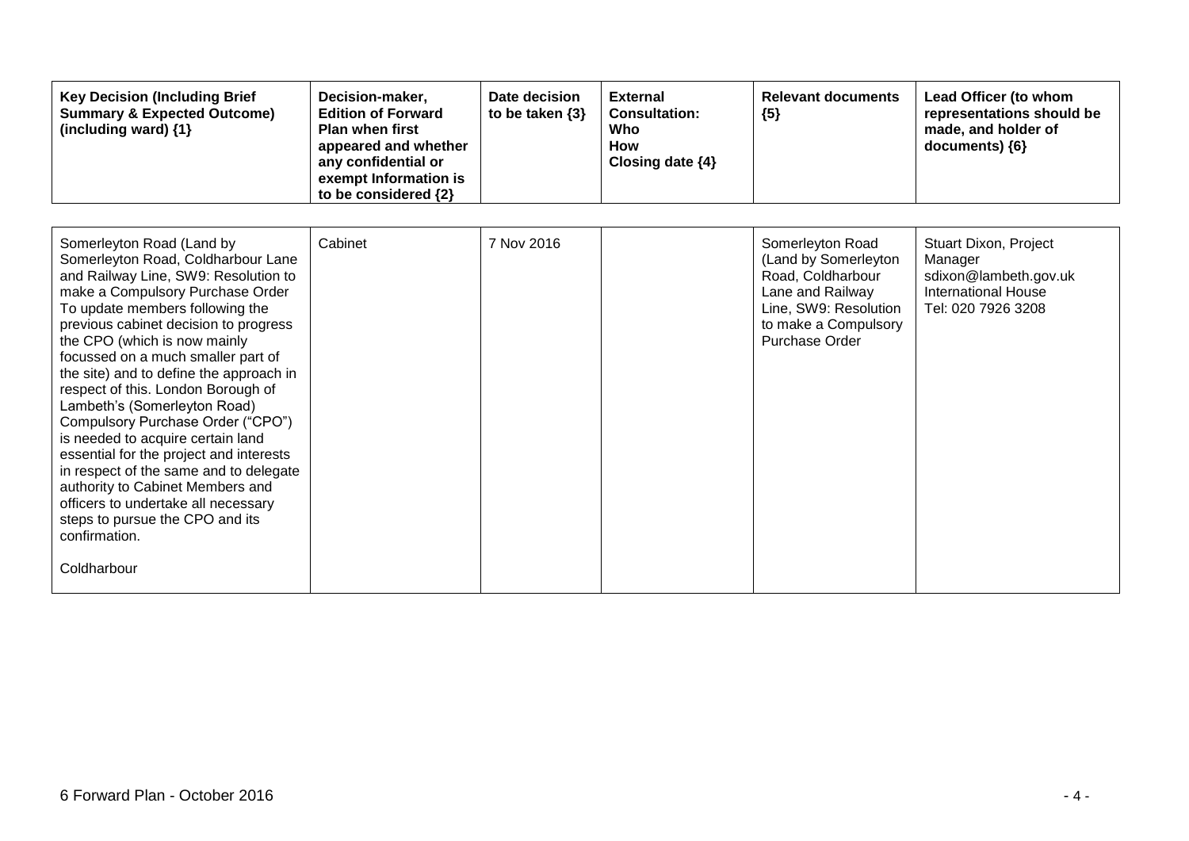| Key Decision (Including Brief Summary & Expected Outcome) (including ward) {1} | Decision-maker, Edition of Forward Plan when first appeared and whether any confidential or exempt Information is to be considered {2} | Date decision to be taken {3} | External Consultation: Who How Closing date {4} | Relevant documents {5} | Lead Officer (to whom representations should be made, and holder of documents) {6} |
|---|---|---|---|---|---|
| Somerleyton Road (Land by Somerleyton Road, Coldharbour Lane and Railway Line, SW9: Resolution to make a Compulsory Purchase Order To update members following the previous cabinet decision to progress the CPO (which is now mainly focussed on a much smaller part of the site) and to define the approach in respect of this. London Borough of Lambeth's (Somerleyton Road) Compulsory Purchase Order ("CPO") is needed to acquire certain land essential for the project and interests in respect of the same and to delegate authority to Cabinet Members and officers to undertake all necessary steps to pursue the CPO and its confirmation.<br><br>Coldharbour | Cabinet | 7 Nov 2016 | | Somerleyton Road (Land by Somerleyton Road, Coldharbour Lane and Railway Line, SW9: Resolution to make a Compulsory Purchase Order | Stuart Dixon, Project Manager sdixon@lambeth.gov.uk International House Tel: 020 7926 3208 |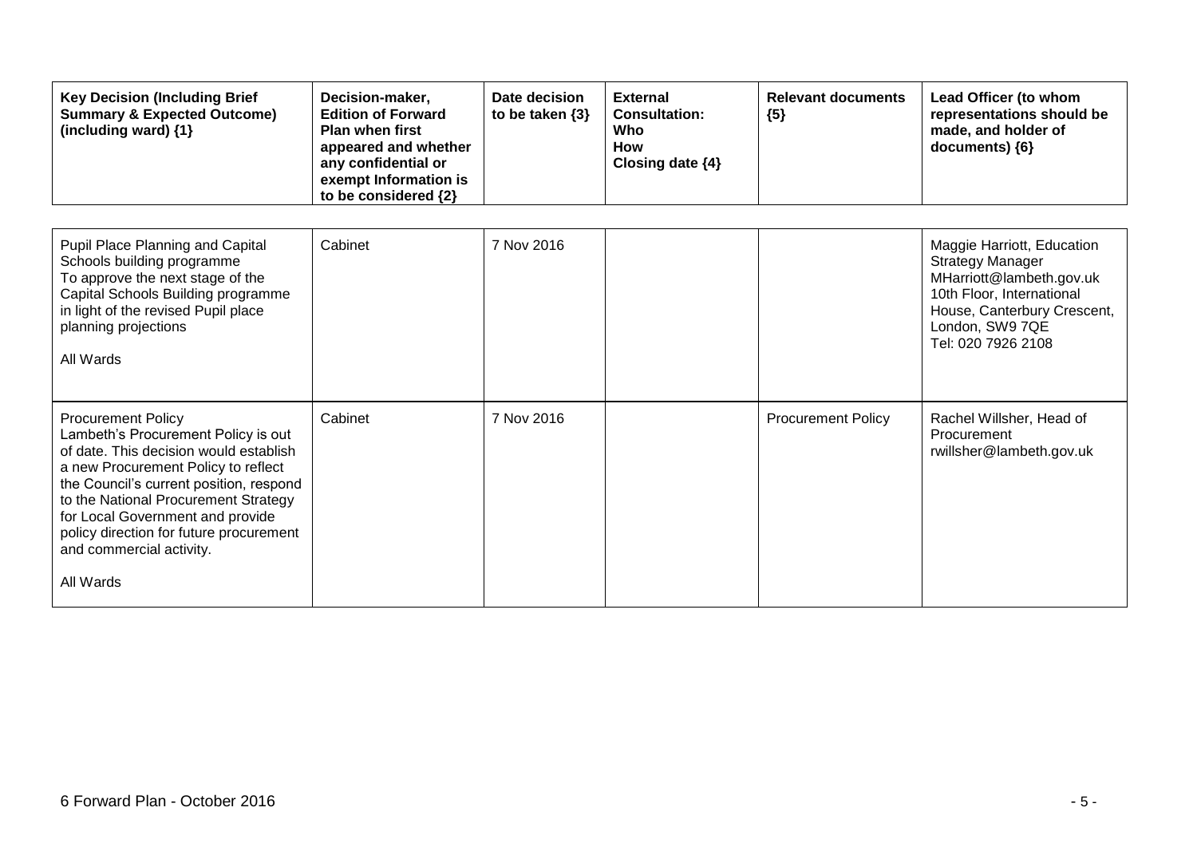| Key Decision (Including Brief Summary & Expected Outcome) (including ward) {1} | Decision-maker, Edition of Forward Plan when first appeared and whether any confidential or exempt Information is to be considered {2} | Date decision to be taken {3} | External Consultation: Who How Closing date {4} | Relevant documents {5} | Lead Officer (to whom representations should be made, and holder of documents) {6} |
|---|---|---|---|---|---|
| Pupil Place Planning and Capital Schools building programme<br>To approve the next stage of the Capital Schools Building programme in light of the revised Pupil place planning projections<br><br>All Wards | Cabinet | 7 Nov 2016 | | | Maggie Harriott, Education Strategy Manager<br>MHarriott@lambeth.gov.uk<br>10th Floor, International House, Canterbury Crescent, London, SW9 7QE<br>Tel: 020 7926 2108 |
| Procurement Policy<br>Lambeth's Procurement Policy is out of date. This decision would establish a new Procurement Policy to reflect the Council's current position, respond to the National Procurement Strategy for Local Government and provide policy direction for future procurement and commercial activity.<br><br>All Wards | Cabinet | 7 Nov 2016 | | Procurement Policy | Rachel Willsher, Head of Procurement<br>rwillsher@lambeth.gov.uk |

6 Forward Plan - October 2016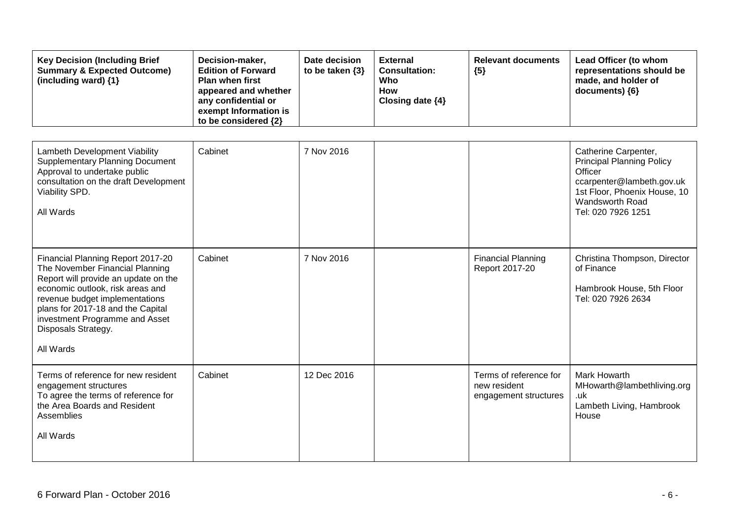| Key Decision (Including Brief Summary & Expected Outcome) (including ward) {1} | Decision-maker, Edition of Forward Plan when first appeared and whether any confidential or exempt Information is to be considered {2} | Date decision to be taken {3} | External Consultation: Who How Closing date {4} | Relevant documents {5} | Lead Officer (to whom representations should be made, and holder of documents) {6} |
|---|---|---|---|---|---|
| Lambeth Development Viability Supplementary Planning Document<br>Approval to undertake public consultation on the draft Development Viability SPD.<br><br>All Wards | Cabinet | 7 Nov 2016 | | | Catherine Carpenter, Principal Planning Policy Officer<br>ccarpenter@lambeth.gov.uk<br>1st Floor, Phoenix House, 10 Wandsworth Road<br>Tel: 020 7926 1251 |
| Financial Planning Report 2017-20<br>The November Financial Planning Report will provide an update on the economic outlook, risk areas and revenue budget implementations plans for 2017-18 and the Capital investment Programme and Asset Disposals Strategy.<br><br>All Wards | Cabinet | 7 Nov 2016 | | Financial Planning Report 2017-20 | Christina Thompson, Director of Finance<br><br>Hambrook House, 5th Floor<br>Tel: 020 7926 2634 |
| Terms of reference for new resident engagement structures<br>To agree the terms of reference for the Area Boards and Resident Assemblies<br><br>All Wards | Cabinet | 12 Dec 2016 | | Terms of reference for new resident engagement structures | Mark Howarth<br>MHowarth@lambethliving.org.uk<br>Lambeth Living, Hambrook House |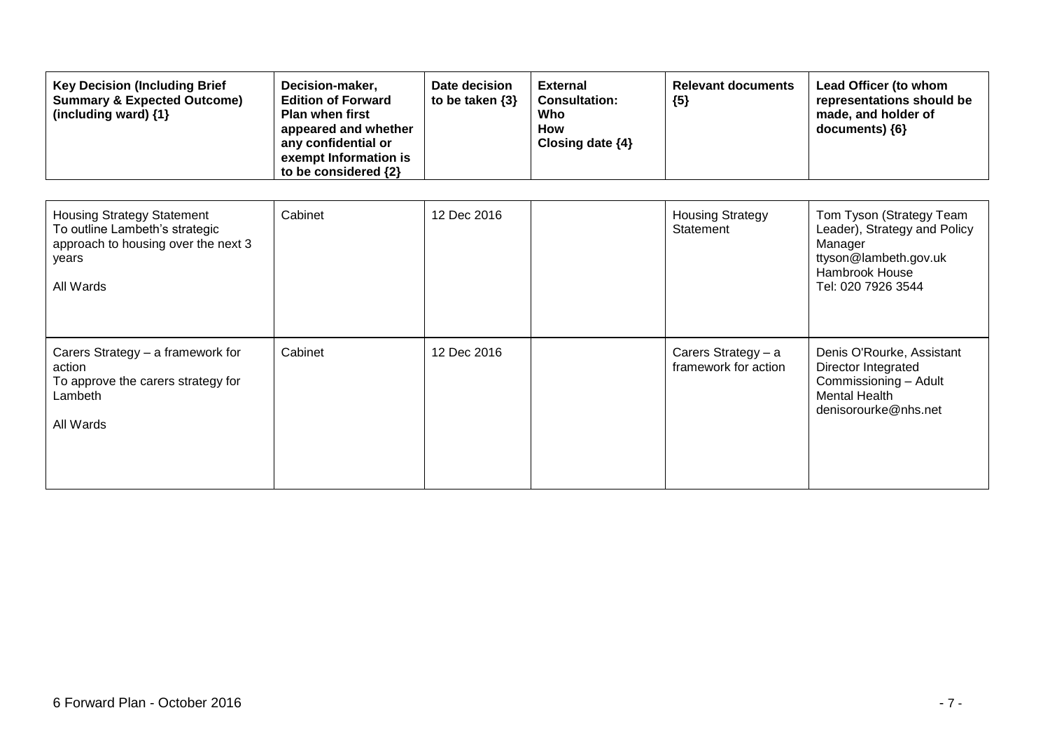| Key Decision (Including Brief Summary & Expected Outcome) (including ward) {1} | Decision-maker, Edition of Forward Plan when first appeared and whether any confidential or exempt Information is to be considered {2} | Date decision to be taken {3} | External Consultation: Who How Closing date {4} | Relevant documents {5} | Lead Officer (to whom representations should be made, and holder of documents) {6} |
|---|---|---|---|---|---|
| Housing Strategy Statement<br>To outline Lambeth's strategic approach to housing over the next 3 years<br><br>All Wards | Cabinet | 12 Dec 2016 | | Housing Strategy Statement | Tom Tyson (Strategy Team Leader), Strategy and Policy Manager<br>ttyson@lambeth.gov.uk<br>Hambrook House<br>Tel: 020 7926 3544 |
| Carers Strategy – a framework for action<br>To approve the carers strategy for Lambeth<br><br>All Wards | Cabinet | 12 Dec 2016 | | Carers Strategy – a framework for action | Denis O'Rourke, Assistant Director Integrated Commissioning – Adult Mental Health<br>denisorourke@nhs.net |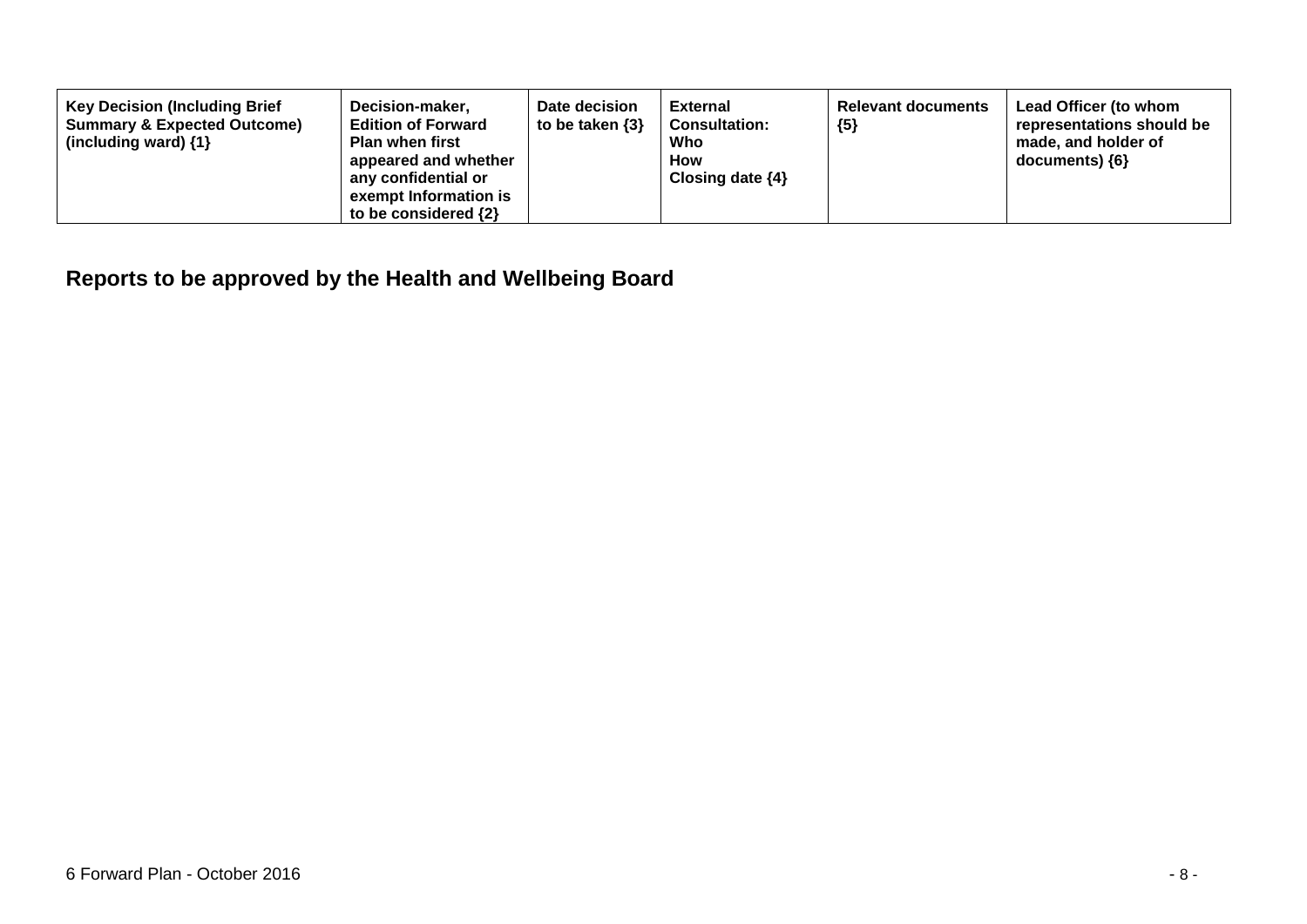| Key Decision (Including Brief Summary & Expected Outcome) (including ward) {1} | Decision-maker, Edition of Forward Plan when first appeared and whether any confidential or exempt Information is to be considered {2} | Date decision to be taken {3} | External Consultation: Who How Closing date {4} | Relevant documents {5} | Lead Officer (to whom representations should be made, and holder of documents) {6} |
|---|---|---|---|---|---|

## Reports to be approved by the Health and Wellbeing Board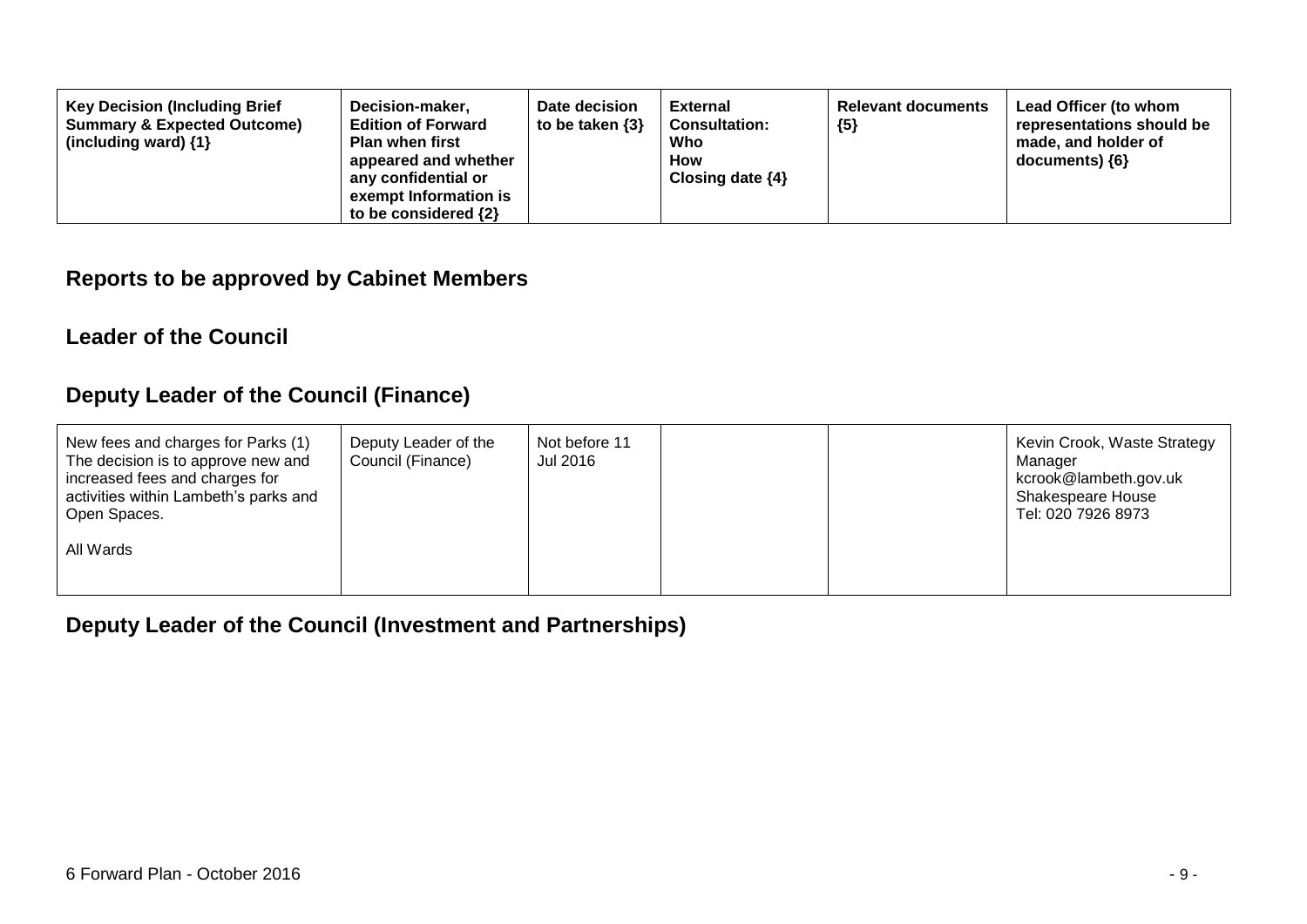| Key Decision (Including Brief Summary & Expected Outcome) (including ward) {1} | Decision-maker, Edition of Forward Plan when first appeared and whether any confidential or exempt Information is to be considered {2} | Date decision to be taken {3} | External Consultation: Who How Closing date {4} | Relevant documents {5} | Lead Officer (to whom representations should be made, and holder of documents) {6} |
|---|---|---|---|---|---|

## Reports to be approved by Cabinet Members

### Leader of the Council

### Deputy Leader of the Council (Finance)

| | | | | | |
|---|---|---|---|---|---|
| New fees and charges for Parks (1) The decision is to approve new and increased fees and charges for activities within Lambeth's parks and Open Spaces.<br><br>All Wards | Deputy Leader of the Council (Finance) | Not before 11 Jul 2016 | | | Kevin Crook, Waste Strategy Manager kcrook@lambeth.gov.uk Shakespeare House Tel: 020 7926 8973 |

### Deputy Leader of the Council (Investment and Partnerships)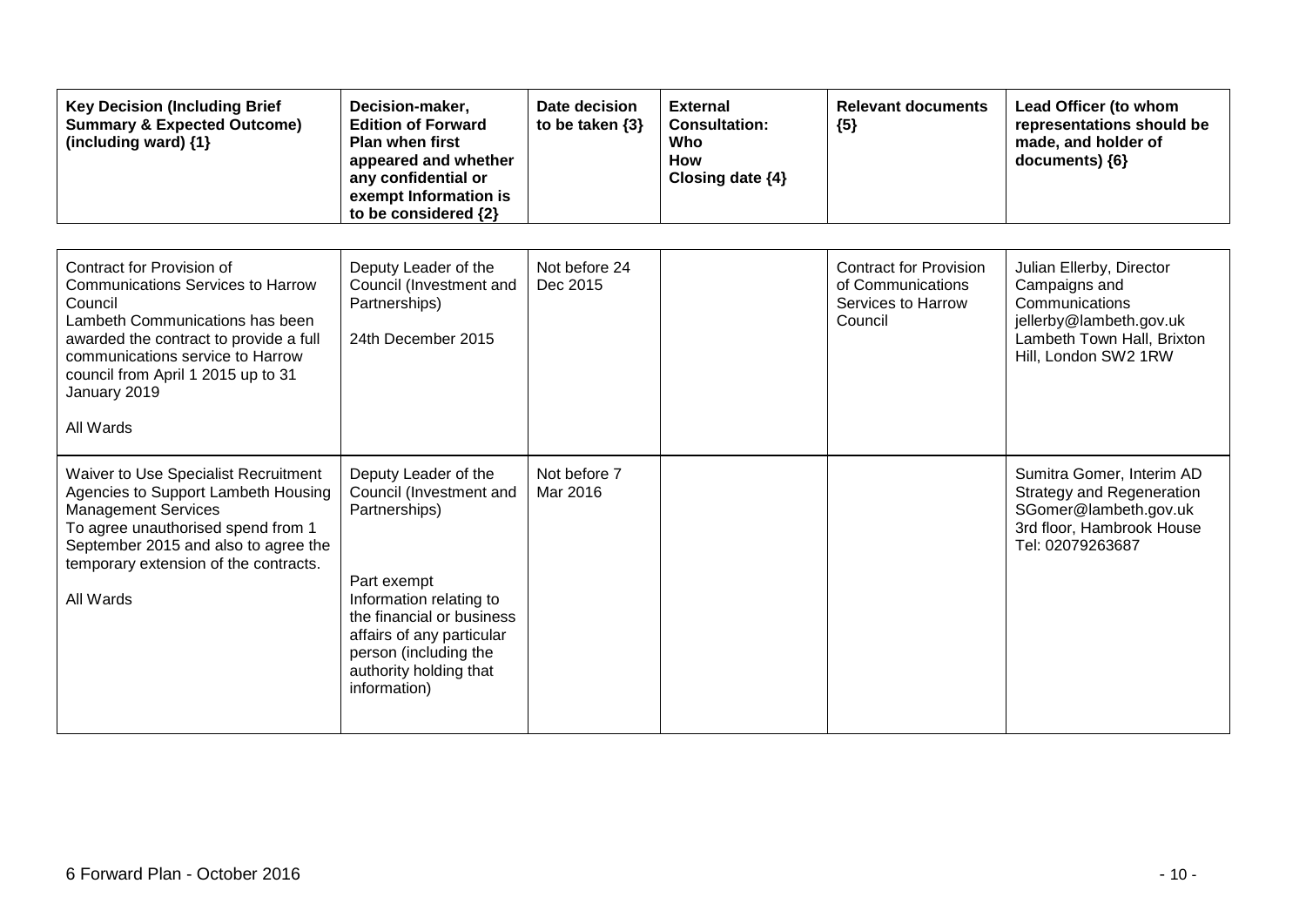| Key Decision (Including Brief Summary & Expected Outcome) (including ward) {1} | Decision-maker, Edition of Forward Plan when first appeared and whether any confidential or exempt Information is to be considered {2} | Date decision to be taken {3} | External Consultation: Who How Closing date {4} | Relevant documents {5} | Lead Officer (to whom representations should be made, and holder of documents) {6} |
|---|---|---|---|---|---|
| Contract for Provision of Communications Services to Harrow Council<br>Lambeth Communications has been awarded the contract to provide a full communications service to Harrow council from April 1 2015 up to 31 January 2019<br><br>All Wards | Deputy Leader of the Council (Investment and Partnerships)<br><br>24th December 2015 | Not before 24 Dec 2015 | | Contract for Provision of Communications Services to Harrow Council | Julian Ellerby, Director Campaigns and Communications<br>jellerby@lambeth.gov.uk<br>Lambeth Town Hall, Brixton Hill, London SW2 1RW |
| Waiver to Use Specialist Recruitment Agencies to Support Lambeth Housing Management Services<br>To agree unauthorised spend from 1 September 2015 and also to agree the temporary extension of the contracts.<br><br>All Wards | Deputy Leader of the Council (Investment and Partnerships)<br><br>Part exempt<br>Information relating to the financial or business affairs of any particular person (including the authority holding that information) | Not before 7 Mar 2016 | | | Sumitra Gomer, Interim AD Strategy and Regeneration<br>SGomer@lambeth.gov.uk<br>3rd floor, Hambrook House<br>Tel: 02079263687 |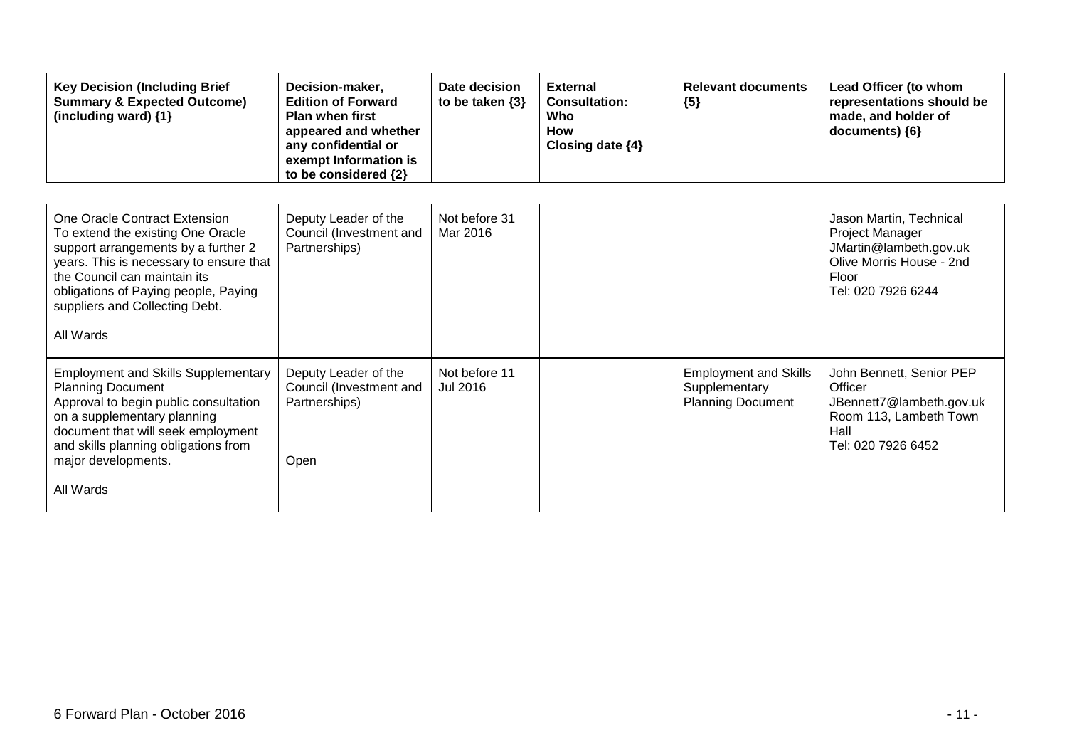| Key Decision (Including Brief Summary & Expected Outcome) (including ward) {1} | Decision-maker, Edition of Forward Plan when first appeared and whether any confidential or exempt Information is to be considered {2} | Date decision to be taken {3} | External Consultation: Who How Closing date {4} | Relevant documents {5} | Lead Officer (to whom representations should be made, and holder of documents) {6} |
|---|---|---|---|---|---|
| One Oracle Contract Extension<br>To extend the existing One Oracle support arrangements by a further 2 years. This is necessary to ensure that the Council can maintain its obligations of Paying people, Paying suppliers and Collecting Debt.<br><br>All Wards | Deputy Leader of the Council (Investment and Partnerships) | Not before 31 Mar 2016 | | | Jason Martin, Technical Project Manager<br>JMartin@lambeth.gov.uk<br>Olive Morris House - 2nd Floor<br>Tel: 020 7926 6244 |
| Employment and Skills Supplementary Planning Document<br>Approval to begin public consultation on a supplementary planning document that will seek employment and skills planning obligations from major developments.<br><br>All Wards | Deputy Leader of the Council (Investment and Partnerships)<br><br>Open | Not before 11 Jul 2016 | | Employment and Skills Supplementary Planning Document | John Bennett, Senior PEP Officer<br>JBennett7@lambeth.gov.uk<br>Room 113, Lambeth Town Hall<br>Tel: 020 7926 6452 |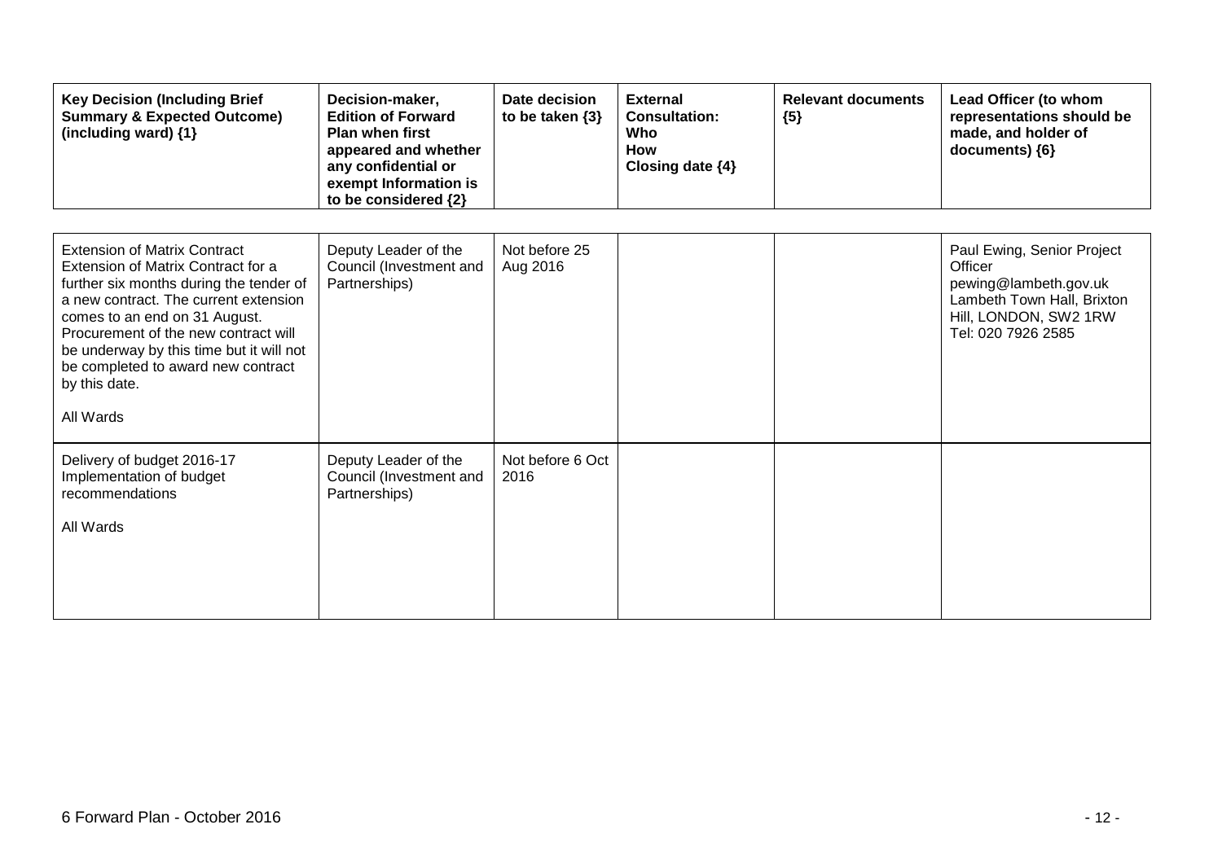| Key Decision (Including Brief Summary & Expected Outcome) (including ward) {1} | Decision-maker, Edition of Forward Plan when first appeared and whether any confidential or exempt Information is to be considered {2} | Date decision to be taken {3} | External Consultation: Who How Closing date {4} | Relevant documents {5} | Lead Officer (to whom representations should be made, and holder of documents) {6} |
|---|---|---|---|---|---|
| Extension of Matrix Contract<br>Extension of Matrix Contract for a further six months during the tender of a new contract. The current extension comes to an end on 31 August. Procurement of the new contract will be underway by this time but it will not be completed to award new contract by this date.<br><br>All Wards | Deputy Leader of the Council (Investment and Partnerships) | Not before 25 Aug 2016 | | | Paul Ewing, Senior Project Officer<br>pewing@lambeth.gov.uk<br>Lambeth Town Hall, Brixton Hill, LONDON, SW2 1RW<br>Tel: 020 7926 2585 |
| Delivery of budget 2016-17<br>Implementation of budget recommendations<br><br>All Wards | Deputy Leader of the Council (Investment and Partnerships) | Not before 6 Oct 2016 | | | |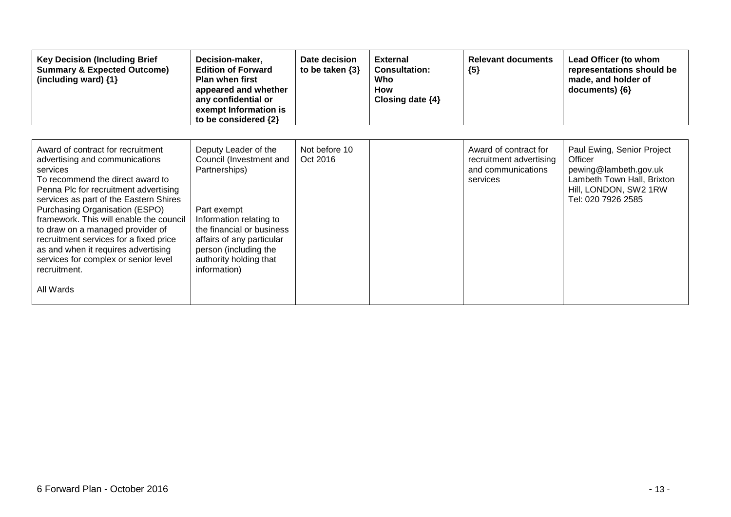| Key Decision (Including Brief Summary & Expected Outcome) (including ward) {1} | Decision-maker, Edition of Forward Plan when first appeared and whether any confidential or exempt Information is to be considered {2} | Date decision to be taken {3} | External Consultation: Who How Closing date {4} | Relevant documents {5} | Lead Officer (to whom representations should be made, and holder of documents) {6} |
|---|---|---|---|---|---|
| Award of contract for recruitment advertising and communications services<br>To recommend the direct award to Penna Plc for recruitment advertising services as part of the Eastern Shires Purchasing Organisation (ESPO) framework. This will enable the council to draw on a managed provider of recruitment services for a fixed price as and when it requires advertising services for complex or senior level recruitment.<br><br>All Wards | Deputy Leader of the Council (Investment and Partnerships)<br><br>Part exempt Information relating to the financial or business affairs of any particular person (including the authority holding that information) | Not before 10 Oct 2016 | | Award of contract for recruitment advertising and communications services | Paul Ewing, Senior Project Officer<br>pewing@lambeth.gov.uk<br>Lambeth Town Hall, Brixton Hill, LONDON, SW2 1RW<br>Tel: 020 7926 2585 |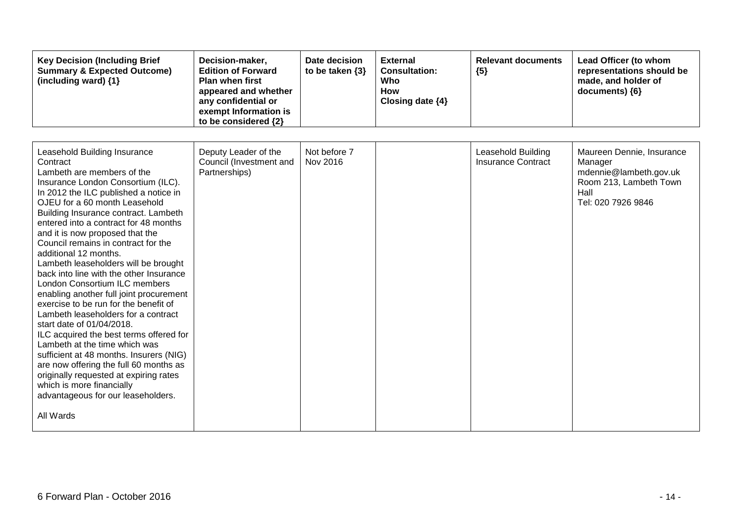| Key Decision (Including Brief Summary & Expected Outcome) (including ward) {1} | Decision-maker, Edition of Forward Plan when first appeared and whether any confidential or exempt Information is to be considered {2} | Date decision to be taken {3} | External Consultation: Who How Closing date {4} | Relevant documents {5} | Lead Officer (to whom representations should be made, and holder of documents) {6} |
|---|---|---|---|---|---|
| Leasehold Building Insurance Contract<br>Lambeth are members of the Insurance London Consortium (ILC). In 2012 the ILC published a notice in OJEU for a 60 month Leasehold Building Insurance contract. Lambeth entered into a contract for 48 months and it is now proposed that the Council remains in contract for the additional 12 months.<br>Lambeth leaseholders will be brought back into line with the other Insurance London Consortium ILC members enabling another full joint procurement exercise to be run for the benefit of Lambeth leaseholders for a contract start date of 01/04/2018.<br>ILC acquired the best terms offered for Lambeth at the time which was sufficient at 48 months. Insurers (NIG) are now offering the full 60 months as originally requested at expiring rates which is more financially advantageous for our leaseholders.<br><br>All Wards | Deputy Leader of the Council (Investment and Partnerships) | Not before 7 Nov 2016 | | Leasehold Building Insurance Contract | Maureen Dennie, Insurance Manager<br>mdennie@lambeth.gov.uk<br>Room 213, Lambeth Town Hall<br>Tel: 020 7926 9846 |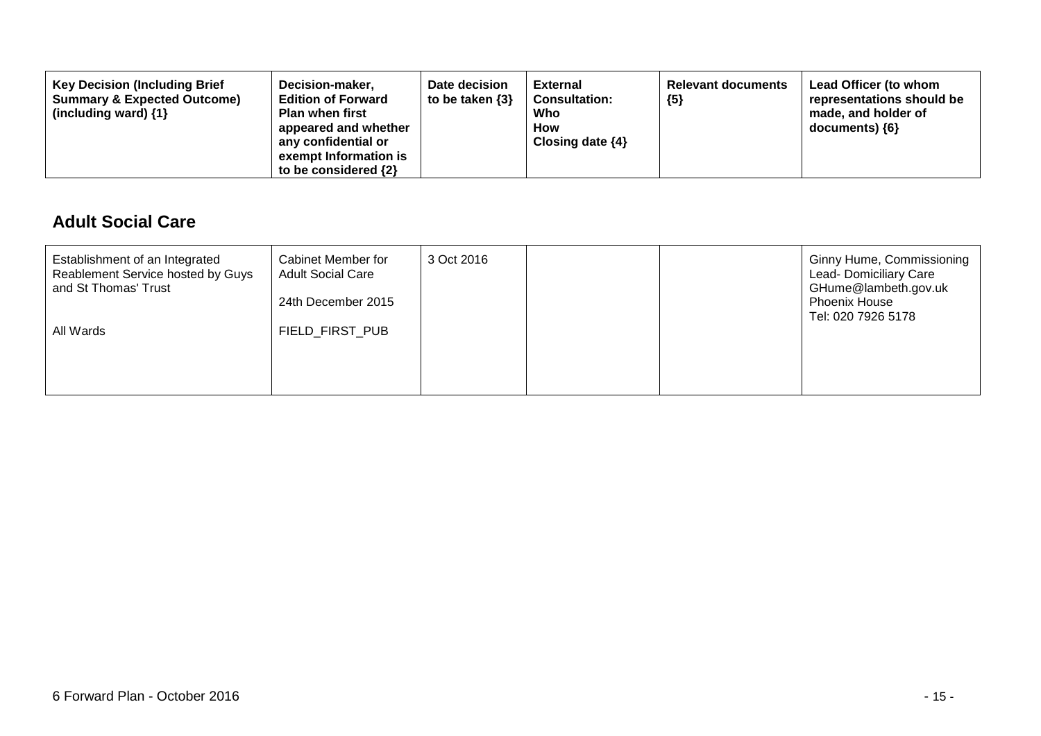| Key Decision (Including Brief Summary & Expected Outcome) (including ward) {1} | Decision-maker, Edition of Forward Plan when first appeared and whether any confidential or exempt Information is to be considered {2} | Date decision to be taken {3} | External Consultation: Who How Closing date {4} | Relevant documents {5} | Lead Officer (to whom representations should be made, and holder of documents) {6} |
|---|---|---|---|---|---|

## Adult Social Care

| Key Decision (Including Brief Summary & Expected Outcome) (including ward) {1} | Decision-maker, Edition of Forward Plan when first appeared and whether any confidential or exempt Information is to be considered {2} | Date decision to be taken {3} | External Consultation: Who How Closing date {4} | Relevant documents {5} | Lead Officer (to whom representations should be made, and holder of documents) {6} |
|---|---|---|---|---|---|
| Establishment of an Integrated Reablement Service hosted by Guys and St Thomas' Trust<br><br>All Wards | Cabinet Member for Adult Social Care<br><br>24th December 2015<br><br>FIELD_FIRST_PUB | 3 Oct 2016 | | | Ginny Hume, Commissioning Lead- Domiciliary Care<br>GHume@lambeth.gov.uk<br>Phoenix House<br>Tel: 020 7926 5178 |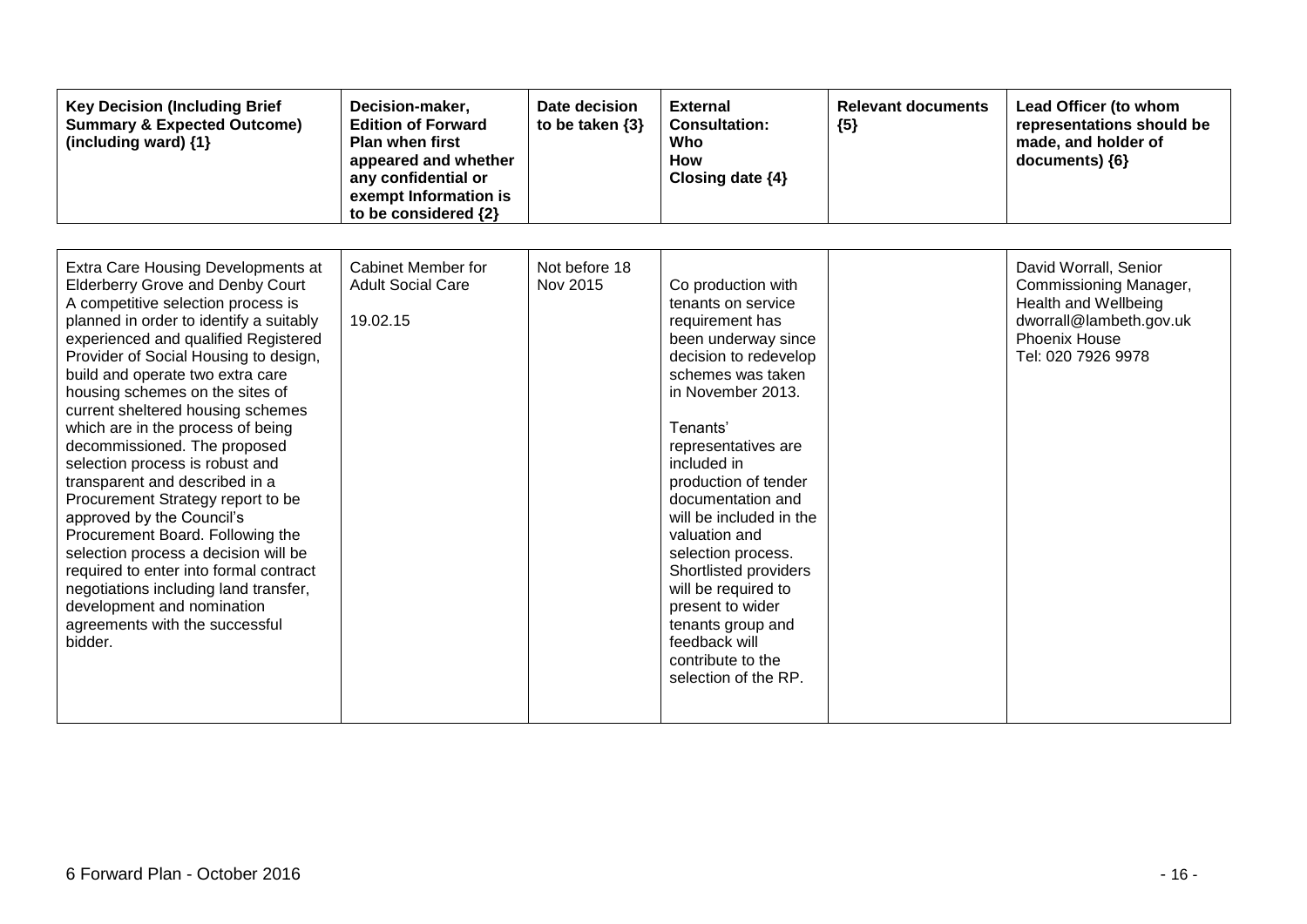| Key Decision (Including Brief Summary & Expected Outcome) (including ward) {1} | Decision-maker, Edition of Forward Plan when first appeared and whether any confidential or exempt Information is to be considered {2} | Date decision to be taken {3} | External Consultation: Who How Closing date {4} | Relevant documents {5} | Lead Officer (to whom representations should be made, and holder of documents) {6} |
|---|---|---|---|---|---|
| Extra Care Housing Developments at Elderberry Grove and Denby Court<br>A competitive selection process is planned in order to identify a suitably experienced and qualified Registered Provider of Social Housing to design, build and operate two extra care housing schemes on the sites of current sheltered housing schemes which are in the process of being decommissioned. The proposed selection process is robust and transparent and described in a Procurement Strategy report to be approved by the Council's Procurement Board. Following the selection process a decision will be required to enter into formal contract negotiations including land transfer, development and nomination agreements with the successful bidder. | Cabinet Member for Adult Social Care<br><br>19.02.15 | Not before 18 Nov 2015 | Co production with tenants on service requirement has been underway since decision to redevelop schemes was taken in November 2013.<br><br>Tenants' representatives are included in production of tender documentation and will be included in the valuation and selection process. Shortlisted providers will be required to present to wider tenants group and feedback will contribute to the selection of the RP. | | David Worrall, Senior Commissioning Manager, Health and Wellbeing<br>dworrall@lambeth.gov.uk<br>Phoenix House<br>Tel: 020 7926 9978 |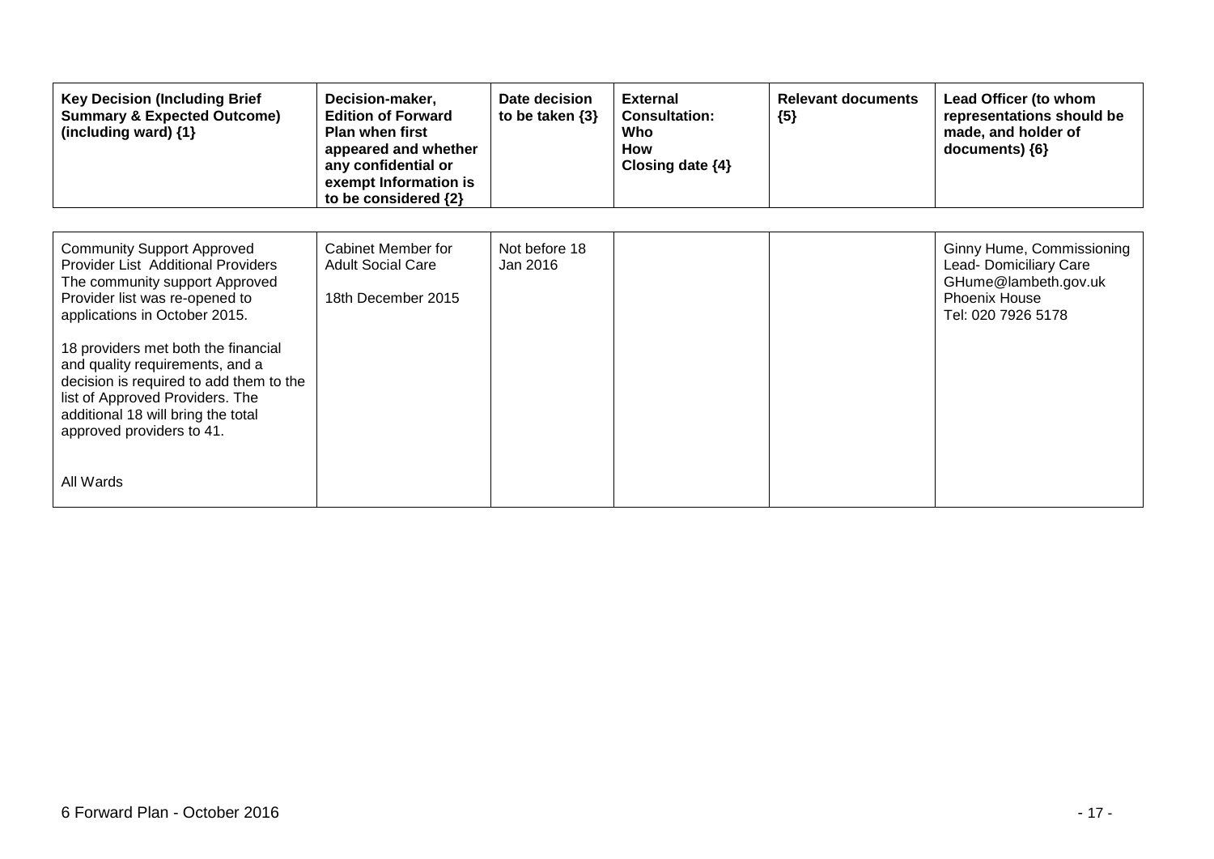| Key Decision (Including Brief Summary & Expected Outcome) (including ward) {1} | Decision-maker, Edition of Forward Plan when first appeared and whether any confidential or exempt Information is to be considered {2} | Date decision to be taken {3} | External Consultation: Who How Closing date {4} | Relevant documents {5} | Lead Officer (to whom representations should be made, and holder of documents) {6} |
|---|---|---|---|---|---|
| Community Support Approved Provider List Additional Providers The community support Approved Provider list was re-opened to applications in October 2015.<br><br>18 providers met both the financial and quality requirements, and a decision is required to add them to the list of Approved Providers. The additional 18 will bring the total approved providers to 41.<br><br>All Wards | Cabinet Member for Adult Social Care<br><br>18th December 2015 | Not before 18 Jan 2016 | | | Ginny Hume, Commissioning Lead- Domiciliary Care GHume@lambeth.gov.uk Phoenix House Tel: 020 7926 5178 |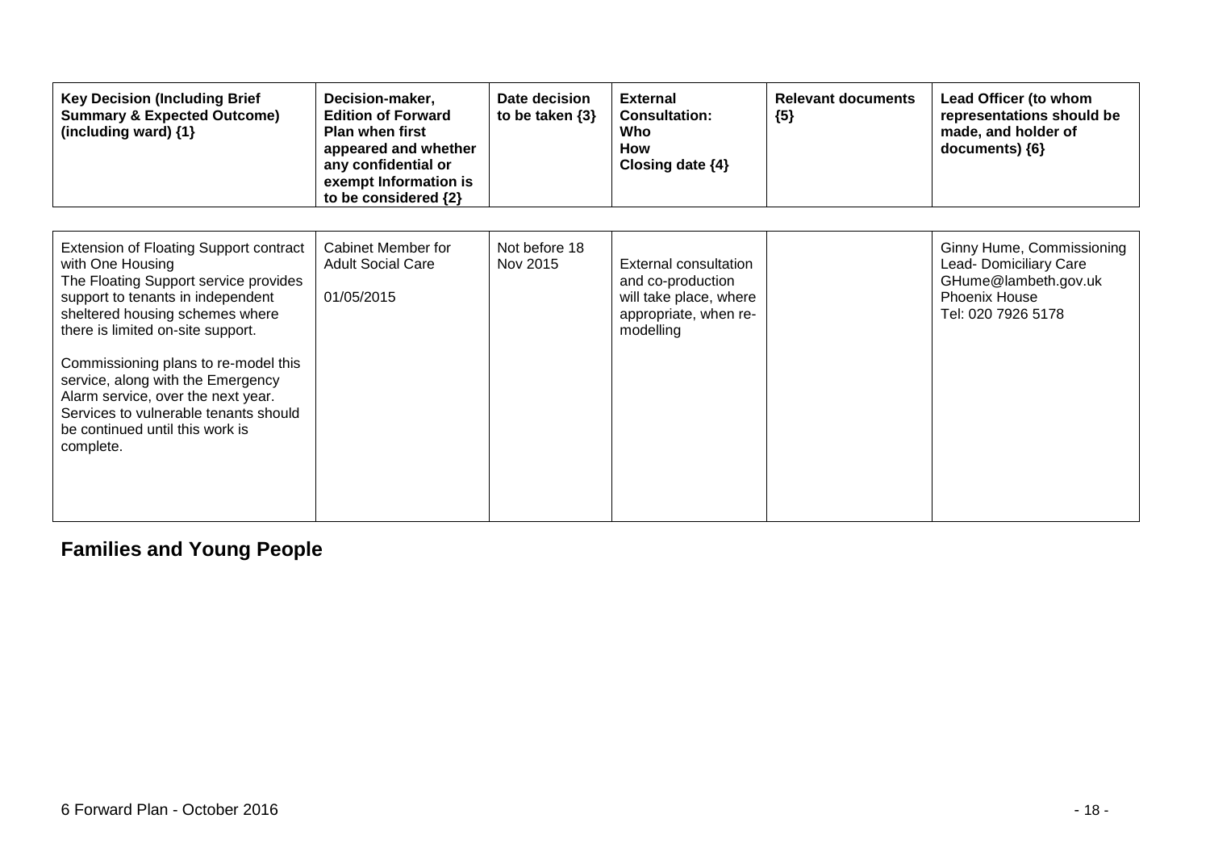| Key Decision (Including Brief Summary & Expected Outcome) (including ward) {1} | Decision-maker, Edition of Forward Plan when first appeared and whether any confidential or exempt Information is to be considered {2} | Date decision to be taken {3} | External Consultation: Who How Closing date {4} | Relevant documents {5} | Lead Officer (to whom representations should be made, and holder of documents) {6} |
|---|---|---|---|---|---|
| Extension of Floating Support contract with One Housing<br>The Floating Support service provides support to tenants in independent sheltered housing schemes where there is limited on-site support.<br><br>Commissioning plans to re-model this service, along with the Emergency Alarm service, over the next year. Services to vulnerable tenants should be continued until this work is complete. | Cabinet Member for Adult Social Care<br><br>01/05/2015 | Not before 18 Nov 2015 | External consultation and co-production will take place, where appropriate, when re-modelling | | Ginny Hume, Commissioning Lead- Domiciliary Care<br>GHume@lambeth.gov.uk<br>Phoenix House<br>Tel: 020 7926 5178 |

## Families and Young People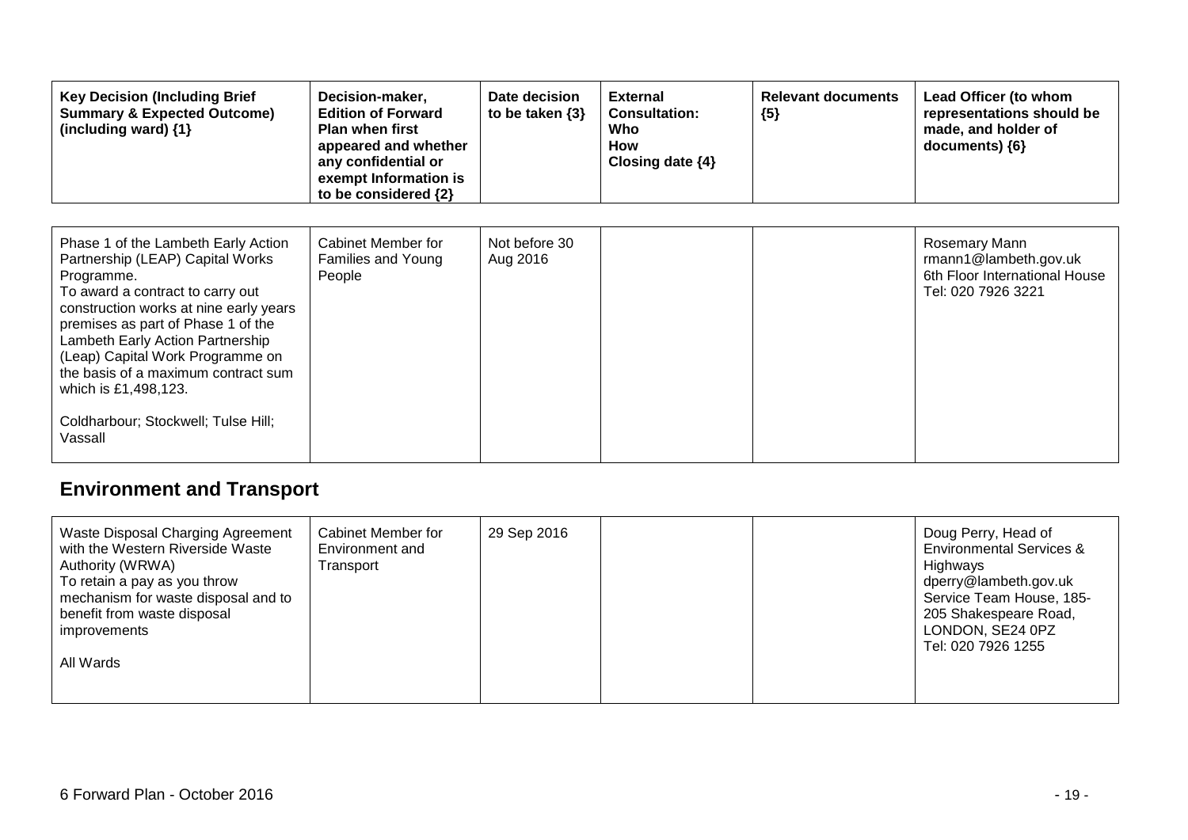| Key Decision (Including Brief Summary & Expected Outcome) (including ward) {1} | Decision-maker, Edition of Forward Plan when first appeared and whether any confidential or exempt Information is to be considered {2} | Date decision to be taken {3} | External Consultation: Who How Closing date {4} | Relevant documents {5} | Lead Officer (to whom representations should be made, and holder of documents) {6} |
|---|---|---|---|---|---|
| Phase 1 of the Lambeth Early Action Partnership (LEAP) Capital Works Programme.<br>To award a contract to carry out construction works at nine early years premises as part of Phase 1 of the Lambeth Early Action Partnership (Leap) Capital Work Programme on the basis of a maximum contract sum which is £1,498,123.<br><br>Coldharbour; Stockwell; Tulse Hill; Vassall | Cabinet Member for Families and Young People | Not before 30 Aug 2016 | | | Rosemary Mann<br>rmann1@lambeth.gov.uk<br>6th Floor International House<br>Tel: 020 7926 3221 |

## Environment and Transport

| Key Decision (Including Brief Summary & Expected Outcome) (including ward) {1} | Decision-maker, Edition of Forward Plan when first appeared and whether any confidential or exempt Information is to be considered {2} | Date decision to be taken {3} | External Consultation: Who How Closing date {4} | Relevant documents {5} | Lead Officer (to whom representations should be made, and holder of documents) {6} |
|---|---|---|---|---|---|
| Waste Disposal Charging Agreement with the Western Riverside Waste Authority (WRWA)<br>To retain a pay as you throw mechanism for waste disposal and to benefit from waste disposal improvements<br><br>All Wards | Cabinet Member for Environment and Transport | 29 Sep 2016 | | | Doug Perry, Head of Environmental Services & Highways<br>dperry@lambeth.gov.uk<br>Service Team House, 185-205 Shakespeare Road, LONDON, SE24 0PZ<br>Tel: 020 7926 1255 |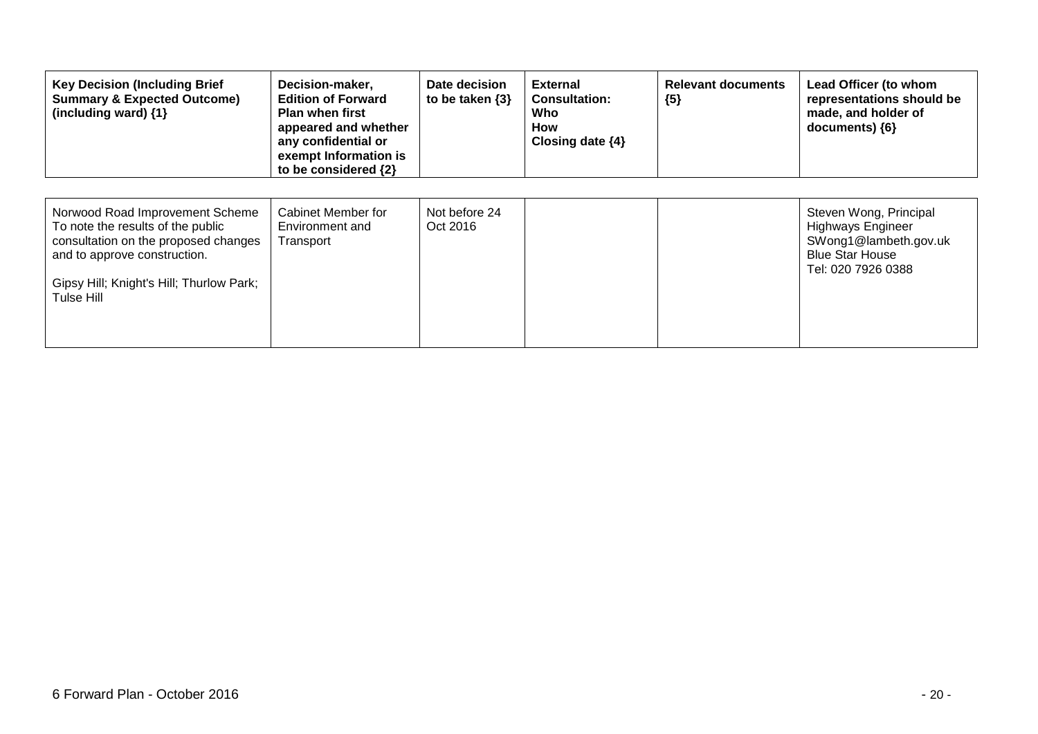| Key Decision (Including Brief Summary & Expected Outcome) (including ward) {1} | Decision-maker, Edition of Forward Plan when first appeared and whether any confidential or exempt Information is to be considered {2} | Date decision to be taken {3} | External Consultation: Who How Closing date {4} | Relevant documents {5} | Lead Officer (to whom representations should be made, and holder of documents) {6} |
|---|---|---|---|---|---|
| Norwood Road Improvement Scheme To note the results of the public consultation on the proposed changes and to approve construction.<br><br>Gipsy Hill; Knight's Hill; Thurlow Park; Tulse Hill | Cabinet Member for Environment and Transport | Not before 24 Oct 2016 | | | Steven Wong, Principal Highways Engineer SWong1@lambeth.gov.uk Blue Star House Tel: 020 7926 0388 |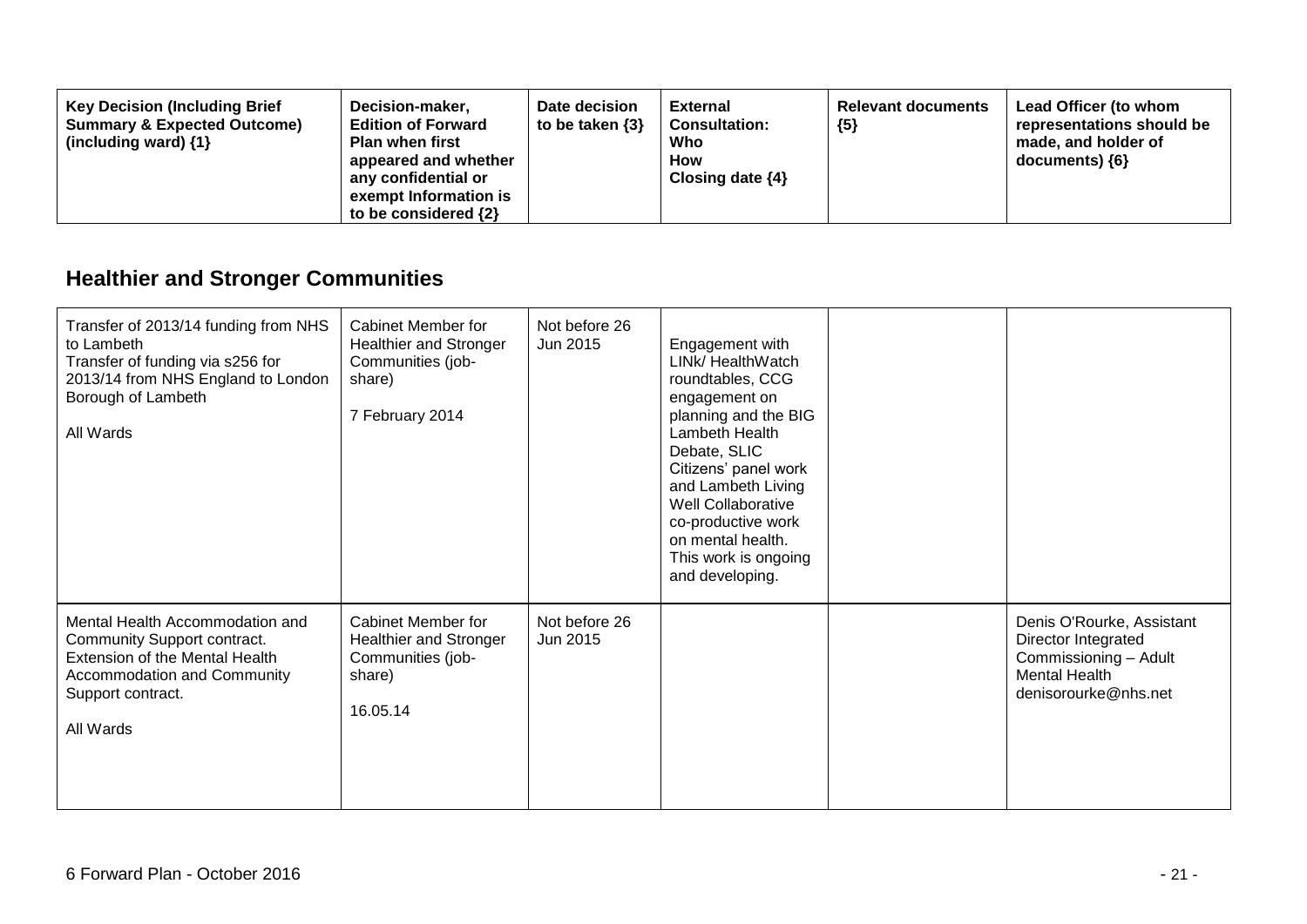| Key Decision (Including Brief Summary & Expected Outcome) (including ward) {1} | Decision-maker, Edition of Forward Plan when first appeared and whether any confidential or exempt Information is to be considered {2} | Date decision to be taken {3} | External Consultation: Who How Closing date {4} | Relevant documents {5} | Lead Officer (to whom representations should be made, and holder of documents) {6} |
|---|---|---|---|---|---|

## Healthier and Stronger Communities

| | | | | | |
|---|---|---|---|---|---|
| Transfer of 2013/14 funding from NHS to Lambeth<br>Transfer of funding via s256 for 2013/14 from NHS England to London Borough of Lambeth<br><br>All Wards | Cabinet Member for Healthier and Stronger Communities (job-share)<br><br>7 February 2014 | Not before 26 Jun 2015 | Engagement with LINk/ HealthWatch roundtables, CCG engagement on planning and the BIG Lambeth Health Debate, SLIC Citizens' panel work and Lambeth Living Well Collaborative co-productive work on mental health. This work is ongoing and developing. | | |
| Mental Health Accommodation and Community Support contract.<br>Extension of the Mental Health Accommodation and Community Support contract.<br><br>All Wards | Cabinet Member for Healthier and Stronger Communities (job-share)<br><br>16.05.14 | Not before 26 Jun 2015 | | | Denis O'Rourke, Assistant Director Integrated Commissioning – Adult Mental Health<br>denisorourke@nhs.net |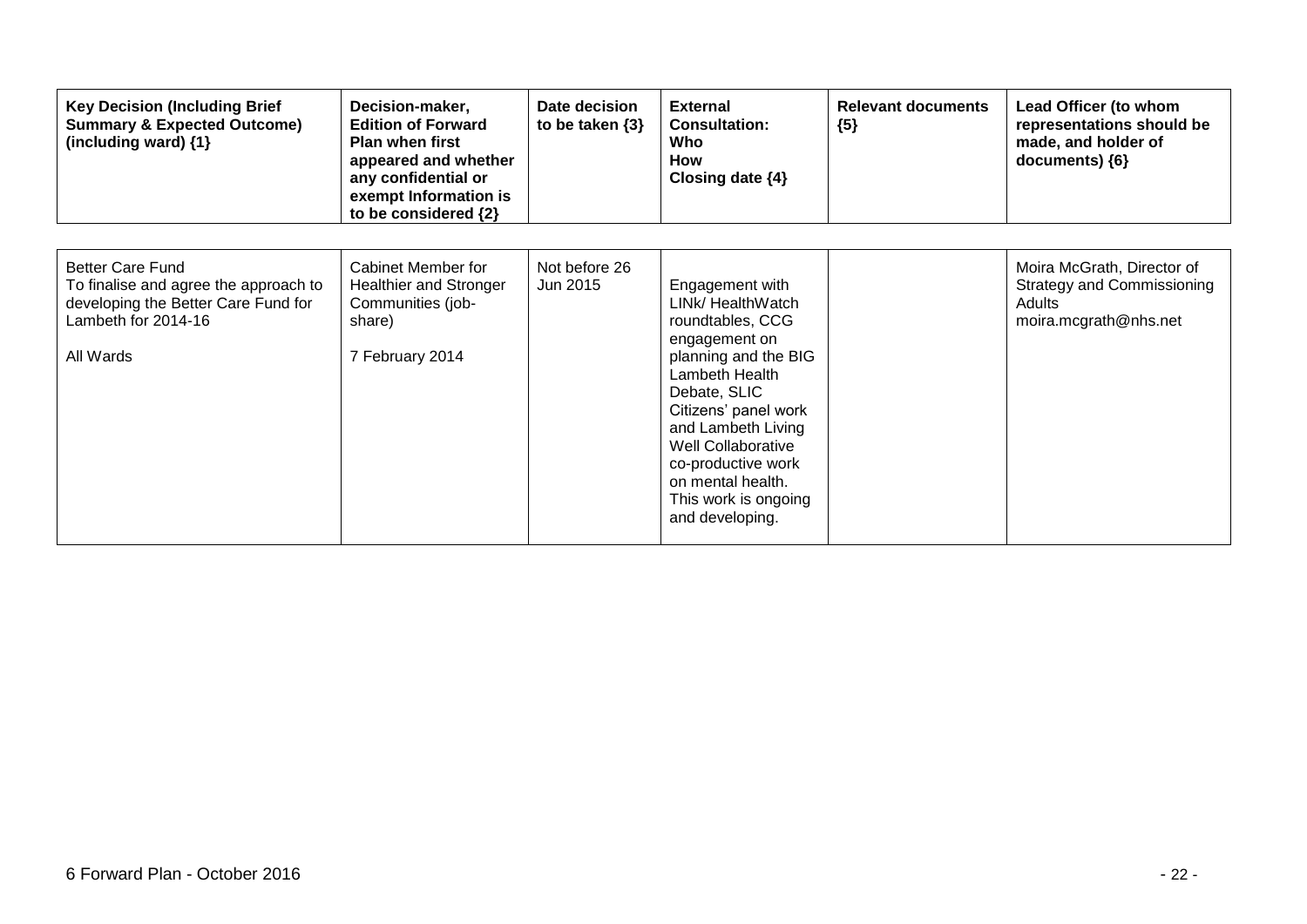| Key Decision (Including Brief Summary & Expected Outcome) (including ward) {1} | Decision-maker, Edition of Forward Plan when first appeared and whether any confidential or exempt Information is to be considered {2} | Date decision to be taken {3} | External Consultation: Who How Closing date {4} | Relevant documents {5} | Lead Officer (to whom representations should be made, and holder of documents) {6} |
|---|---|---|---|---|---|
| Better Care Fund<br>To finalise and agree the approach to developing the Better Care Fund for Lambeth for 2014-16<br><br>All Wards | Cabinet Member for Healthier and Stronger Communities (job-share)<br><br>7 February 2014 | Not before 26 Jun 2015 | Engagement with LINk/ HealthWatch roundtables, CCG engagement on planning and the BIG Lambeth Health Debate, SLIC Citizens' panel work and Lambeth Living Well Collaborative co-productive work on mental health. This work is ongoing and developing. | | Moira McGrath, Director of Strategy and Commissioning Adults<br>moira.mcgrath@nhs.net |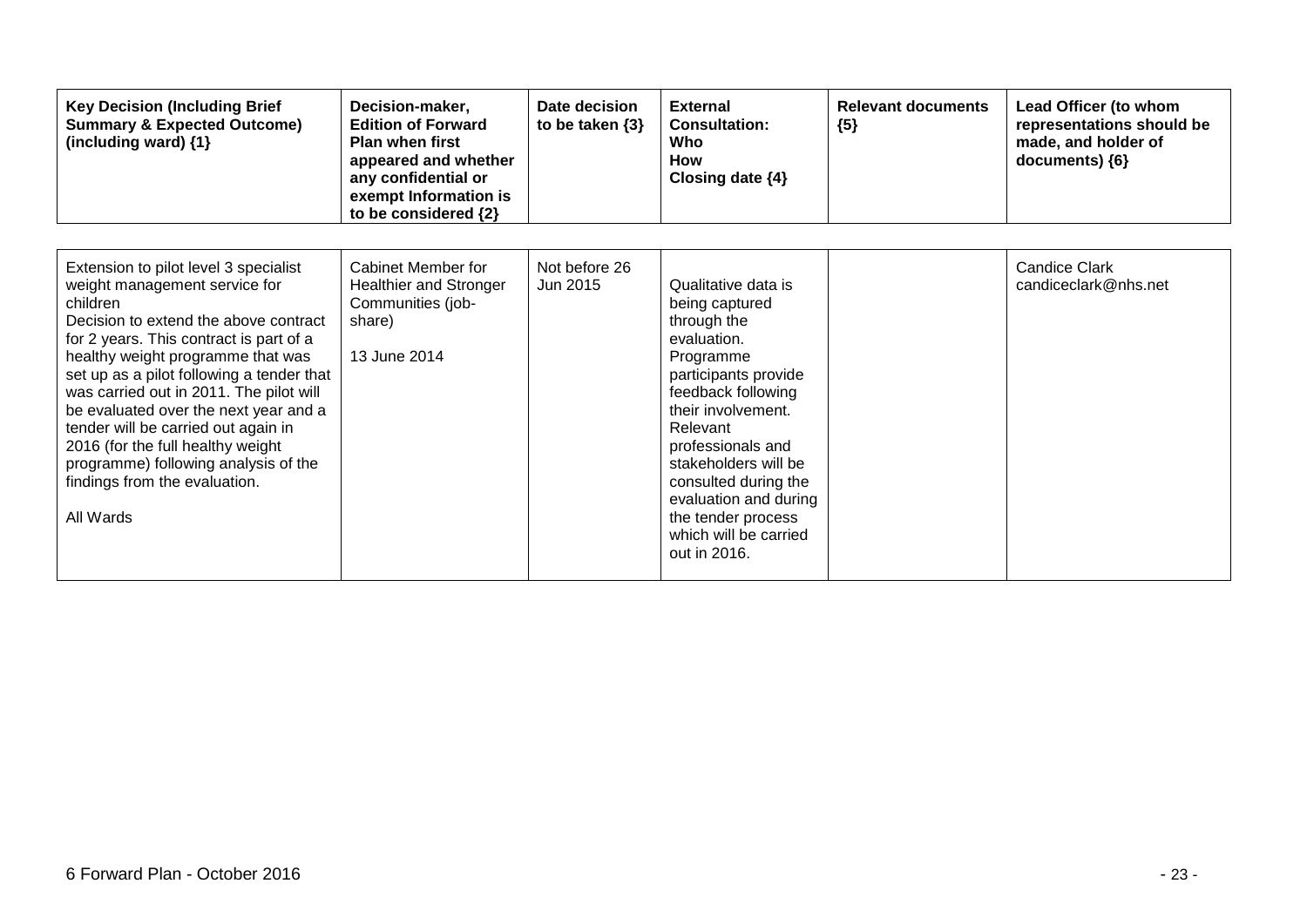| Key Decision (Including Brief Summary & Expected Outcome) (including ward) {1} | Decision-maker, Edition of Forward Plan when first appeared and whether any confidential or exempt Information is to be considered {2} | Date decision to be taken {3} | External Consultation: Who How Closing date {4} | Relevant documents {5} | Lead Officer (to whom representations should be made, and holder of documents) {6} |
|---|---|---|---|---|---|
| Extension to pilot level 3 specialist weight management service for children<br>Decision to extend the above contract for 2 years. This contract is part of a healthy weight programme that was set up as a pilot following a tender that was carried out in 2011. The pilot will be evaluated over the next year and a tender will be carried out again in 2016 (for the full healthy weight programme) following analysis of the findings from the evaluation.<br><br>All Wards | Cabinet Member for Healthier and Stronger Communities (job-share)<br><br>13 June 2014 | Not before 26 Jun 2015 | Qualitative data is being captured through the evaluation. Programme participants provide feedback following their involvement. Relevant professionals and stakeholders will be consulted during the evaluation and during the tender process which will be carried out in 2016. | | Candice Clark<br>candiceclark@nhs.net |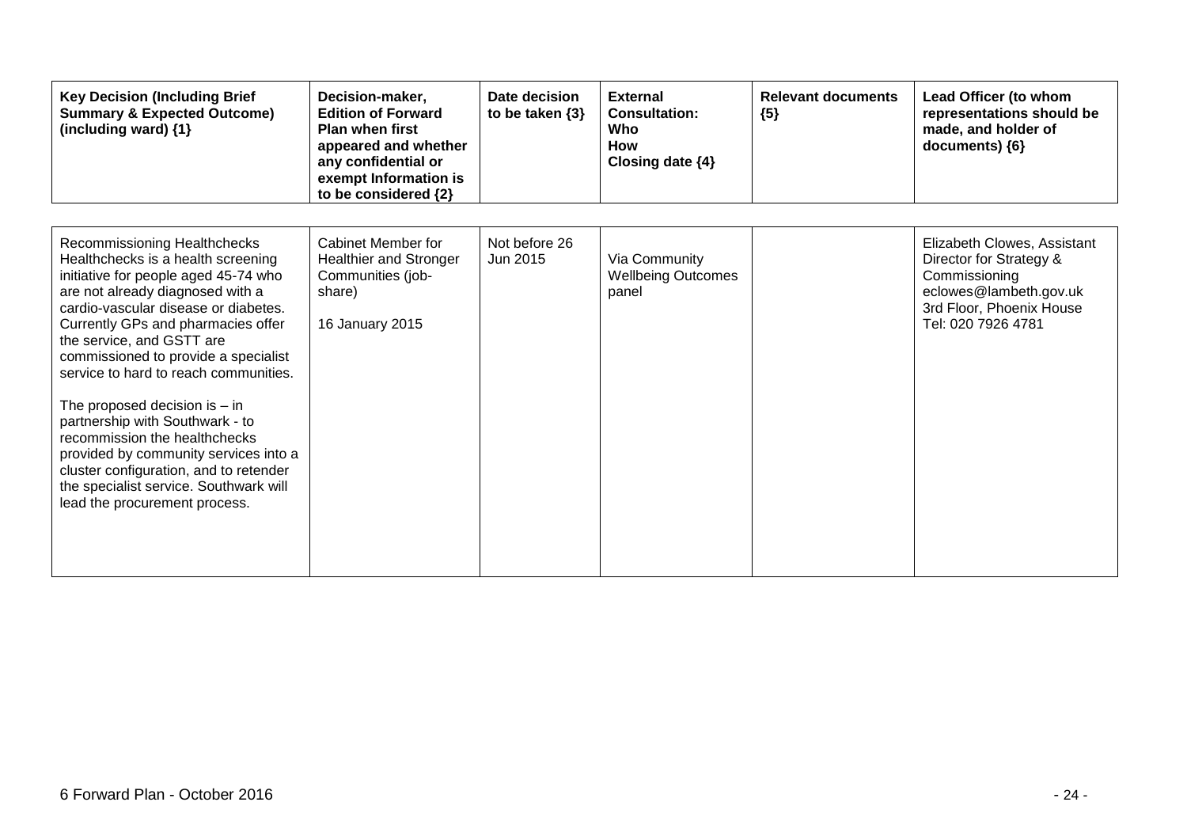| Key Decision (Including Brief Summary & Expected Outcome) (including ward) {1} | Decision-maker, Edition of Forward Plan when first appeared and whether any confidential or exempt Information is to be considered {2} | Date decision to be taken {3} | External Consultation: Who How Closing date {4} | Relevant documents {5} | Lead Officer (to whom representations should be made, and holder of documents) {6} |
|---|---|---|---|---|---|
| Recommissioning Healthchecks<br>Healthchecks is a health screening initiative for people aged 45-74 who are not already diagnosed with a cardio-vascular disease or diabetes. Currently GPs and pharmacies offer the service, and GSTT are commissioned to provide a specialist service to hard to reach communities.<br><br>The proposed decision is – in partnership with Southwark - to recommission the healthchecks provided by community services into a cluster configuration, and to retender the specialist service. Southwark will lead the procurement process. | Cabinet Member for Healthier and Stronger Communities (job-share)<br><br>16 January 2015 | Not before 26 Jun 2015 | Via Community Wellbeing Outcomes panel | | Elizabeth Clowes, Assistant Director for Strategy & Commissioning<br>eclowes@lambeth.gov.uk<br>3rd Floor, Phoenix House<br>Tel: 020 7926 4781 |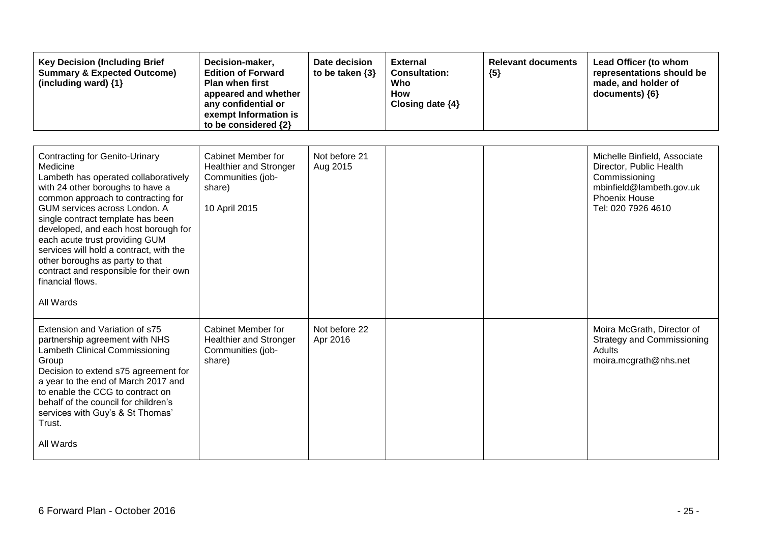| Key Decision (Including Brief Summary & Expected Outcome) (including ward) {1} | Decision-maker, Edition of Forward Plan when first appeared and whether any confidential or exempt Information is to be considered {2} | Date decision to be taken {3} | External Consultation: Who How Closing date {4} | Relevant documents {5} | Lead Officer (to whom representations should be made, and holder of documents) {6} |
|---|---|---|---|---|---|
| Contracting for Genito-Urinary Medicine<br>Lambeth has operated collaboratively with 24 other boroughs to have a common approach to contracting for GUM services across London. A single contract template has been developed, and each host borough for each acute trust providing GUM services will hold a contract, with the other boroughs as party to that contract and responsible for their own financial flows.<br><br>All Wards | Cabinet Member for Healthier and Stronger Communities (job-share)<br><br>10 April 2015 | Not before 21 Aug 2015 | | | Michelle Binfield, Associate Director, Public Health Commissioning<br>mbinfield@lambeth.gov.uk<br>Phoenix House<br>Tel: 020 7926 4610 |
| Extension and Variation of s75 partnership agreement with NHS Lambeth Clinical Commissioning Group<br>Decision to extend s75 agreement for a year to the end of March 2017 and to enable the CCG to contract on behalf of the council for children's services with Guy's & St Thomas' Trust.<br><br>All Wards | Cabinet Member for Healthier and Stronger Communities (job-share) | Not before 22 Apr 2016 | | | Moira McGrath, Director of Strategy and Commissioning Adults<br>moira.mcgrath@nhs.net |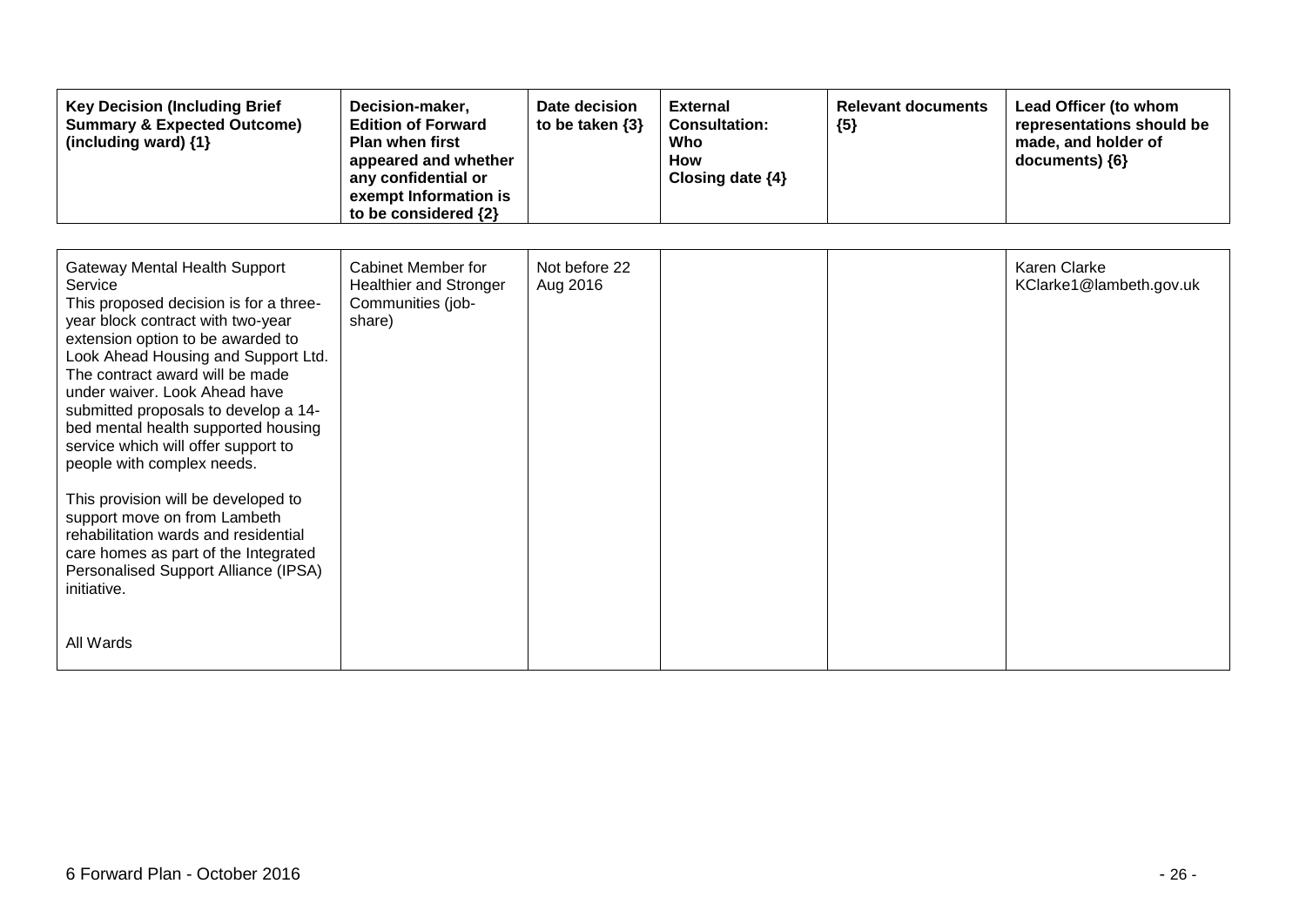| Key Decision (Including Brief Summary & Expected Outcome) (including ward) {1} | Decision-maker, Edition of Forward Plan when first appeared and whether any confidential or exempt Information is to be considered {2} | Date decision to be taken {3} | External Consultation: Who How Closing date {4} | Relevant documents {5} | Lead Officer (to whom representations should be made, and holder of documents) {6} |
|---|---|---|---|---|---|
| Gateway Mental Health Support Service<br>This proposed decision is for a three-year block contract with two-year extension option to be awarded to Look Ahead Housing and Support Ltd. The contract award will be made under waiver. Look Ahead have submitted proposals to develop a 14-bed mental health supported housing service which will offer support to people with complex needs.<br><br>This provision will be developed to support move on from Lambeth rehabilitation wards and residential care homes as part of the Integrated Personalised Support Alliance (IPSA) initiative.<br><br>All Wards | Cabinet Member for Healthier and Stronger Communities (job-share) | Not before 22 Aug 2016 | | | Karen Clarke<br>KClarke1@lambeth.gov.uk |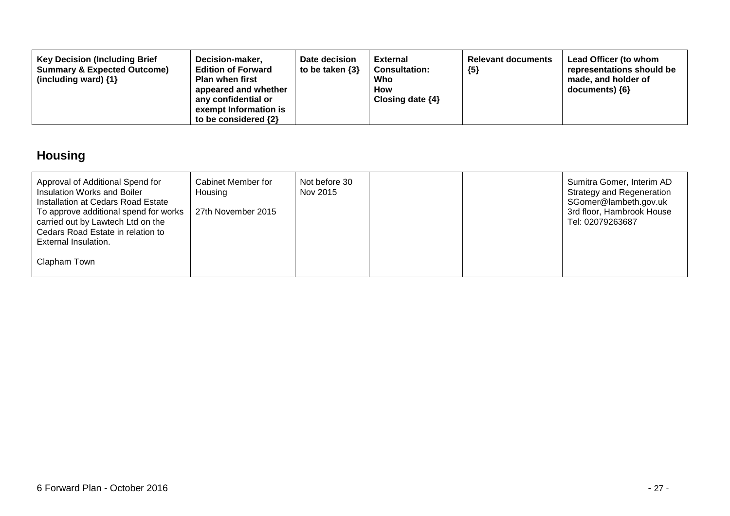| Key Decision (Including Brief Summary & Expected Outcome) (including ward) {1} | Decision-maker, Edition of Forward Plan when first appeared and whether any confidential or exempt Information is to be considered {2} | Date decision to be taken {3} | External Consultation: Who How Closing date {4} | Relevant documents {5} | Lead Officer (to whom representations should be made, and holder of documents) {6} |
|---|---|---|---|---|---|

## Housing

| | | | | | |
|---|---|---|---|---|---|
| Approval of Additional Spend for Insulation Works and Boiler Installation at Cedars Road Estate<br>To approve additional spend for works carried out by Lawtech Ltd on the Cedars Road Estate in relation to External Insulation.<br><br>Clapham Town | Cabinet Member for Housing<br><br>27th November 2015 | Not before 30 Nov 2015 | | | Sumitra Gomer, Interim AD Strategy and Regeneration<br>SGomer@lambeth.gov.uk<br>3rd floor, Hambrook House<br>Tel: 02079263687 |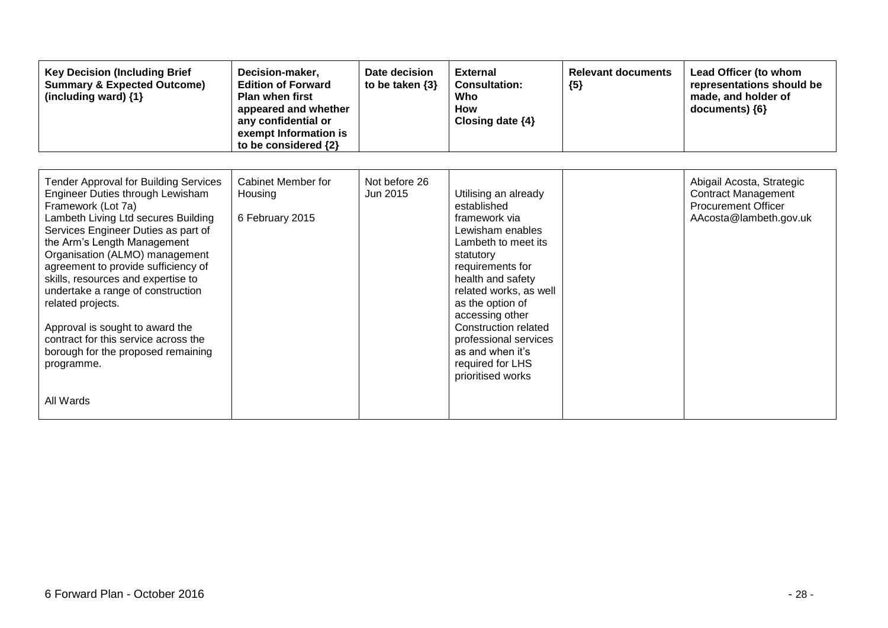| Key Decision (Including Brief Summary & Expected Outcome) (including ward) {1} | Decision-maker, Edition of Forward Plan when first appeared and whether any confidential or exempt Information is to be considered {2} | Date decision to be taken {3} | External Consultation: Who How Closing date {4} | Relevant documents {5} | Lead Officer (to whom representations should be made, and holder of documents) {6} |
|---|---|---|---|---|---|
| Tender Approval for Building Services Engineer Duties through Lewisham Framework (Lot 7a)<br>Lambeth Living Ltd secures Building Services Engineer Duties as part of the Arm's Length Management Organisation (ALMO) management agreement to provide sufficiency of skills, resources and expertise to undertake a range of construction related projects.<br><br>Approval is sought to award the contract for this service across the borough for the proposed remaining programme.<br><br>All Wards | Cabinet Member for Housing<br><br>6 February 2015 | Not before 26 Jun 2015 | Utilising an already established framework via Lewisham enables Lambeth to meet its statutory requirements for health and safety related works, as well as the option of accessing other Construction related professional services as and when it's required for LHS prioritised works | | Abigail Acosta, Strategic Contract Management Procurement Officer<br>AAcosta@lambeth.gov.uk |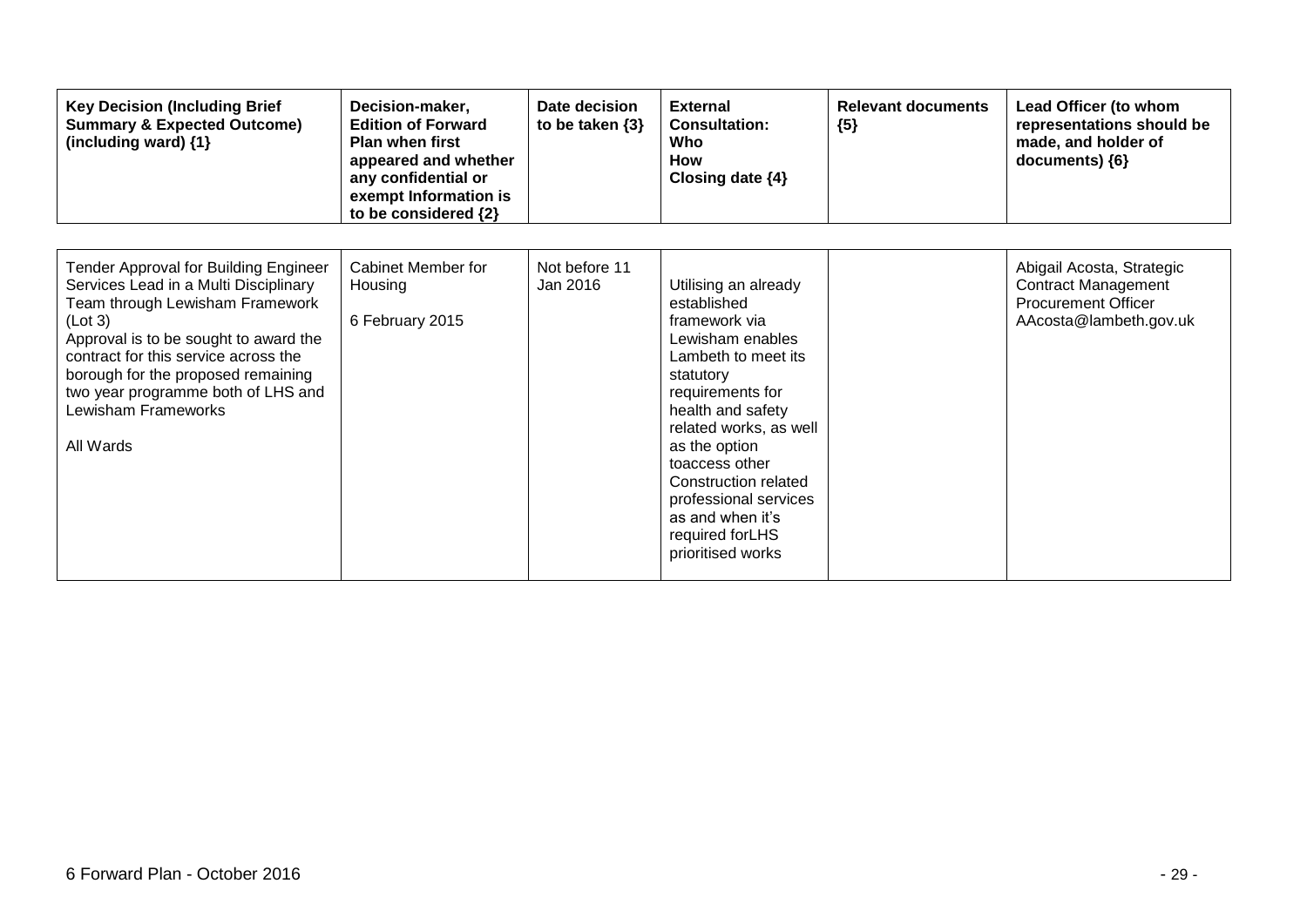| Key Decision (Including Brief Summary & Expected Outcome) (including ward) {1} | Decision-maker, Edition of Forward Plan when first appeared and whether any confidential or exempt Information is to be considered {2} | Date decision to be taken {3} | External Consultation: Who How Closing date {4} | Relevant documents {5} | Lead Officer (to whom representations should be made, and holder of documents) {6} |
|---|---|---|---|---|---|
| Tender Approval for Building Engineer Services Lead in a Multi Disciplinary Team through Lewisham Framework (Lot 3)<br>Approval is to be sought to award the contract for this service across the borough for the proposed remaining two year programme both of LHS and Lewisham Frameworks<br><br>All Wards | Cabinet Member for Housing<br><br>6 February 2015 | Not before 11 Jan 2016 | Utilising an already established framework via Lewisham enables Lambeth to meet its statutory requirements for health and safety related works, as well as the option toaccess other Construction related professional services as and when it's required forLHS prioritised works | | Abigail Acosta, Strategic Contract Management Procurement Officer AAcosta@lambeth.gov.uk |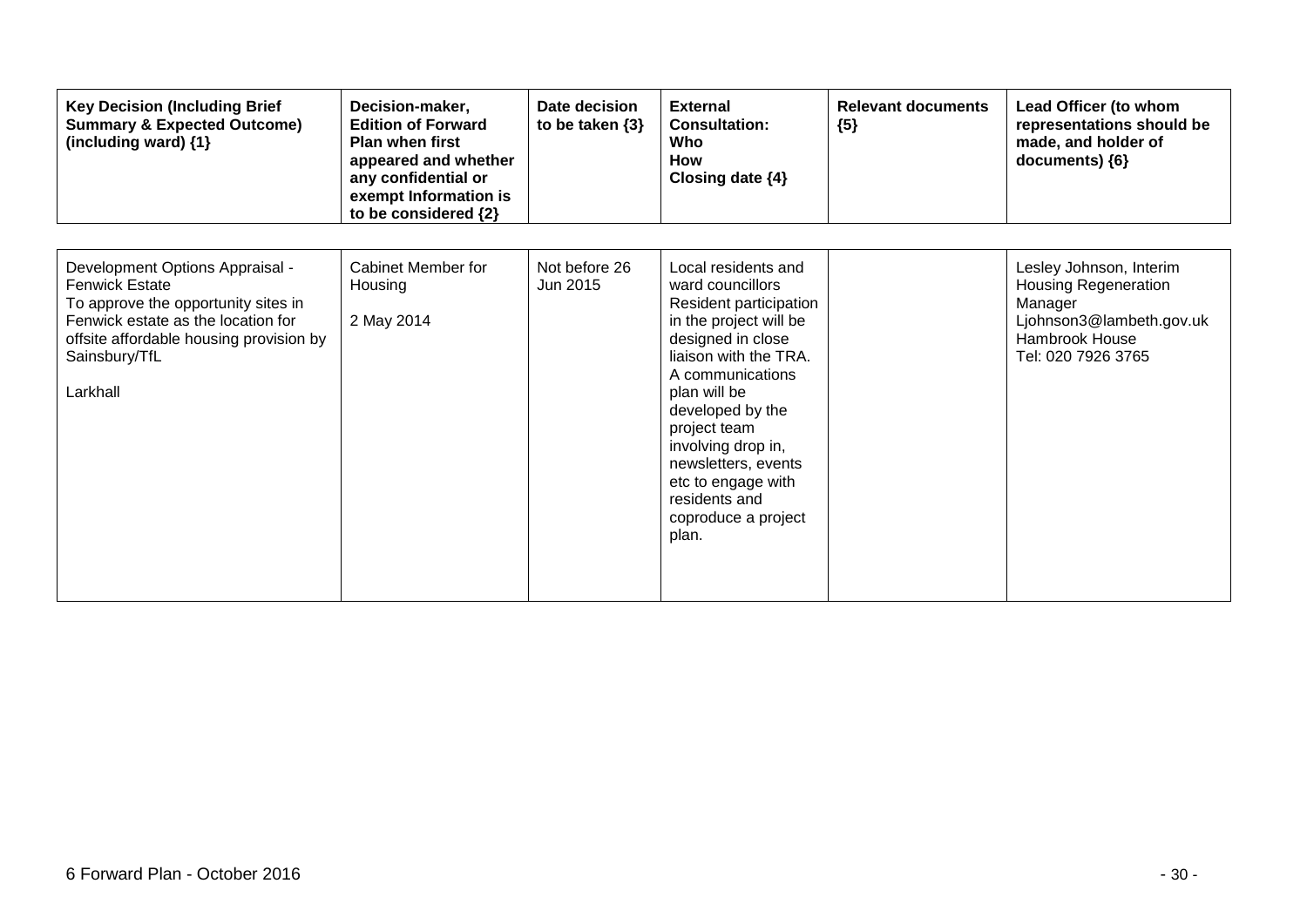| Key Decision (Including Brief Summary & Expected Outcome) (including ward) {1} | Decision-maker, Edition of Forward Plan when first appeared and whether any confidential or exempt Information is to be considered {2} | Date decision to be taken {3} | External Consultation: Who How Closing date {4} | Relevant documents {5} | Lead Officer (to whom representations should be made, and holder of documents) {6} |
|---|---|---|---|---|---|
| Development Options Appraisal - Fenwick Estate<br>To approve the opportunity sites in Fenwick estate as the location for offsite affordable housing provision by Sainsbury/TfL<br><br>Larkhall | Cabinet Member for Housing<br><br>2 May 2014 | Not before 26 Jun 2015 | Local residents and ward councillors<br>Resident participation in the project will be designed in close liaison with the TRA. A communications plan will be developed by the project team involving drop in, newsletters, events etc to engage with residents and coproduce a project plan. | | Lesley Johnson, Interim Housing Regeneration Manager<br>Ljohnson3@lambeth.gov.uk<br>Hambrook House<br>Tel: 020 7926 3765 |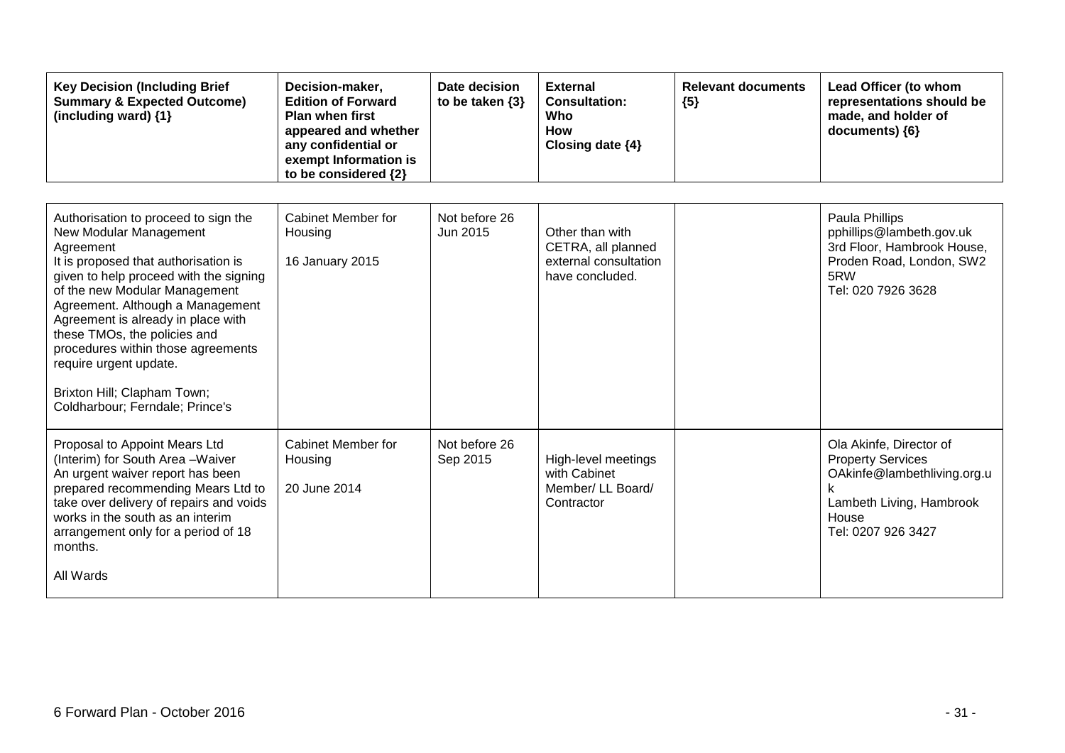| Key Decision (Including Brief Summary & Expected Outcome) (including ward) {1} | Decision-maker, Edition of Forward Plan when first appeared and whether any confidential or exempt Information is to be considered {2} | Date decision to be taken {3} | External Consultation: Who How Closing date {4} | Relevant documents {5} | Lead Officer (to whom representations should be made, and holder of documents) {6} |
|---|---|---|---|---|---|
| Authorisation to proceed to sign the New Modular Management Agreement<br>It is proposed that authorisation is given to help proceed with the signing of the new Modular Management Agreement. Although a Management Agreement is already in place with these TMOs, the policies and procedures within those agreements require urgent update.<br><br>Brixton Hill; Clapham Town; Coldharbour; Ferndale; Prince's | Cabinet Member for Housing<br><br>16 January 2015 | Not before 26 Jun 2015 | Other than with CETRA, all planned external consultation have concluded. | | Paula Phillips<br>pphillips@lambeth.gov.uk<br>3rd Floor, Hambrook House, Proden Road, London, SW2 5RW<br>Tel: 020 7926 3628 |
| Proposal to Appoint Mears Ltd (Interim) for South Area –Waiver<br>An urgent waiver report has been prepared recommending Mears Ltd to take over delivery of repairs and voids works in the south as an interim arrangement only for a period of 18 months.<br><br>All Wards | Cabinet Member for Housing<br><br>20 June 2014 | Not before 26 Sep 2015 | High-level meetings with Cabinet Member/ LL Board/ Contractor | | Ola Akinfe, Director of Property Services<br>OAkinfe@lambethliving.org.uk<br>Lambeth Living, Hambrook House<br>Tel: 0207 926 3427 |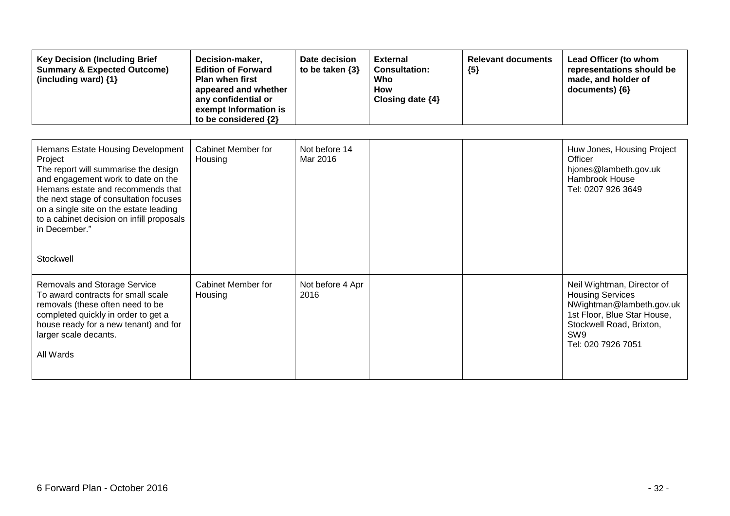| Key Decision (Including Brief Summary & Expected Outcome) (including ward) {1} | Decision-maker, Edition of Forward Plan when first appeared and whether any confidential or exempt Information is to be considered {2} | Date decision to be taken {3} | External Consultation: Who How Closing date {4} | Relevant documents {5} | Lead Officer (to whom representations should be made, and holder of documents) {6} |
|---|---|---|---|---|---|
| Hemans Estate Housing Development Project<br>The report will summarise the design and engagement work to date on the Hemans estate and recommends that the next stage of consultation focuses on a single site on the estate leading to a cabinet decision on infill proposals in December."<br><br>Stockwell | Cabinet Member for Housing | Not before 14 Mar 2016 | | | Huw Jones, Housing Project Officer<br>hjones@lambeth.gov.uk<br>Hambrook House<br>Tel: 0207 926 3649 |
| Removals and Storage Service<br>To award contracts for small scale removals (these often need to be completed quickly in order to get a house ready for a new tenant) and for larger scale decants.<br><br>All Wards | Cabinet Member for Housing | Not before 4 Apr 2016 | | | Neil Wightman, Director of Housing Services<br>NWightman@lambeth.gov.uk<br>1st Floor, Blue Star House, Stockwell Road, Brixton, SW9<br>Tel: 020 7926 7051 |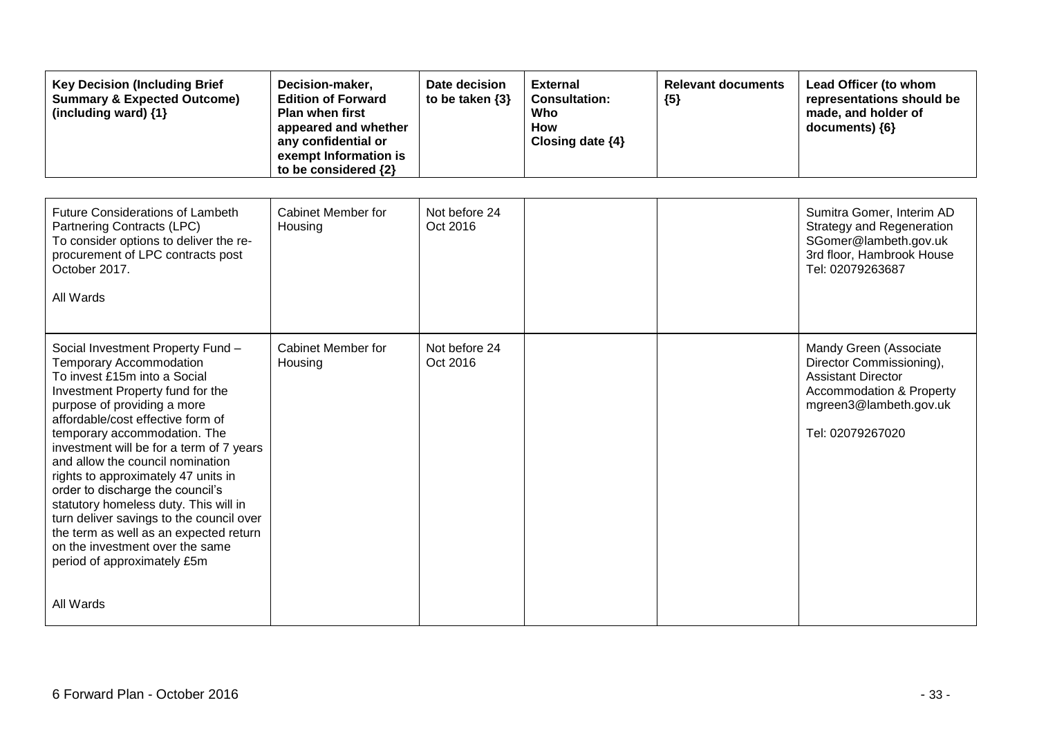| Key Decision (Including Brief Summary & Expected Outcome) (including ward) {1} | Decision-maker, Edition of Forward Plan when first appeared and whether any confidential or exempt Information is to be considered {2} | Date decision to be taken {3} | External Consultation: Who How Closing date {4} | Relevant documents {5} | Lead Officer (to whom representations should be made, and holder of documents) {6} |
|---|---|---|---|---|---|
| Future Considerations of Lambeth Partnering Contracts (LPC)<br>To consider options to deliver the re-procurement of LPC contracts post October 2017.<br><br>All Wards | Cabinet Member for Housing | Not before 24 Oct 2016 | | | Sumitra Gomer, Interim AD Strategy and Regeneration<br>SGomer@lambeth.gov.uk<br>3rd floor, Hambrook House<br>Tel: 02079263687 |
| Social Investment Property Fund – Temporary Accommodation<br>To invest £15m into a Social Investment Property fund for the purpose of providing a more affordable/cost effective form of temporary accommodation. The investment will be for a term of 7 years and allow the council nomination rights to approximately 47 units in order to discharge the council's statutory homeless duty. This will in turn deliver savings to the council over the term as well as an expected return on the investment over the same period of approximately £5m<br><br>All Wards | Cabinet Member for Housing | Not before 24 Oct 2016 | | | Mandy Green (Associate Director Commissioning), Assistant Director Accommodation & Property<br>mgreen3@lambeth.gov.uk<br><br>Tel: 02079267020 |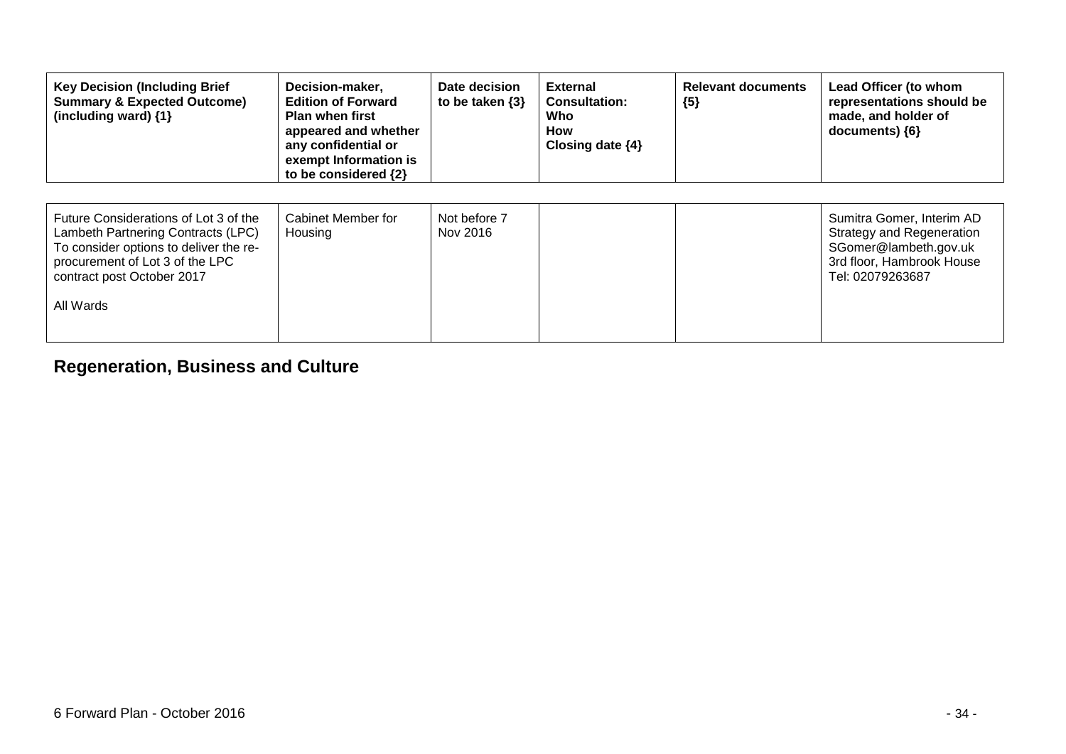| Key Decision (Including Brief Summary & Expected Outcome) (including ward) {1} | Decision-maker, Edition of Forward Plan when first appeared and whether any confidential or exempt Information is to be considered {2} | Date decision to be taken {3} | External Consultation: Who How Closing date {4} | Relevant documents {5} | Lead Officer (to whom representations should be made, and holder of documents) {6} |
|---|---|---|---|---|---|
| Future Considerations of Lot 3 of the Lambeth Partnering Contracts (LPC)<br>To consider options to deliver the re-procurement of Lot 3 of the LPC contract post October 2017<br><br>All Wards | Cabinet Member for Housing | Not before 7 Nov 2016 | | | Sumitra Gomer, Interim AD Strategy and Regeneration<br>SGomer@lambeth.gov.uk<br>3rd floor, Hambrook House<br>Tel: 02079263687 |

## Regeneration, Business and Culture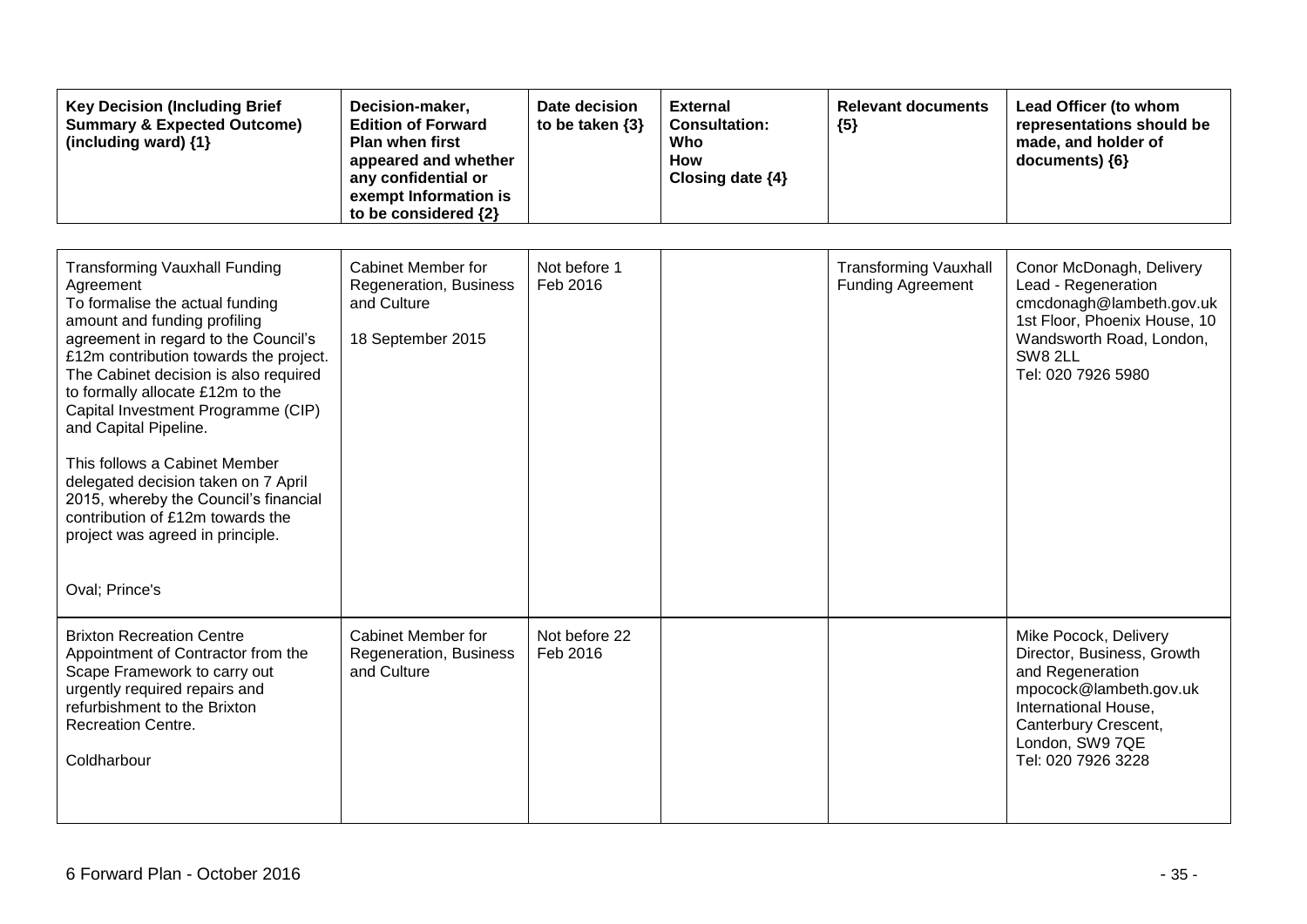| Key Decision (Including Brief Summary & Expected Outcome) (including ward) {1} | Decision-maker, Edition of Forward Plan when first appeared and whether any confidential or exempt Information is to be considered {2} | Date decision to be taken {3} | External Consultation: Who How Closing date {4} | Relevant documents {5} | Lead Officer (to whom representations should be made, and holder of documents) {6} |
|---|---|---|---|---|---|
| Transforming Vauxhall Funding Agreement<br>To formalise the actual funding amount and funding profiling agreement in regard to the Council's £12m contribution towards the project. The Cabinet decision is also required to formally allocate £12m to the Capital Investment Programme (CIP) and Capital Pipeline.<br><br>This follows a Cabinet Member delegated decision taken on 7 April 2015, whereby the Council's financial contribution of £12m towards the project was agreed in principle.<br><br>Oval; Prince's | Cabinet Member for Regeneration, Business and Culture<br><br>18 September 2015 | Not before 1 Feb 2016 | | Transforming Vauxhall Funding Agreement | Conor McDonagh, Delivery Lead - Regeneration<br>cmcdonagh@lambeth.gov.uk<br>1st Floor, Phoenix House, 10 Wandsworth Road, London, SW8 2LL<br>Tel: 020 7926 5980 |
| Brixton Recreation Centre<br>Appointment of Contractor from the Scape Framework to carry out urgently required repairs and refurbishment to the Brixton Recreation Centre.<br><br>Coldharbour | Cabinet Member for Regeneration, Business and Culture | Not before 22 Feb 2016 | | | Mike Pocock, Delivery Director, Business, Growth and Regeneration<br>mpocock@lambeth.gov.uk<br>International House, Canterbury Crescent, London, SW9 7QE<br>Tel: 020 7926 3228 |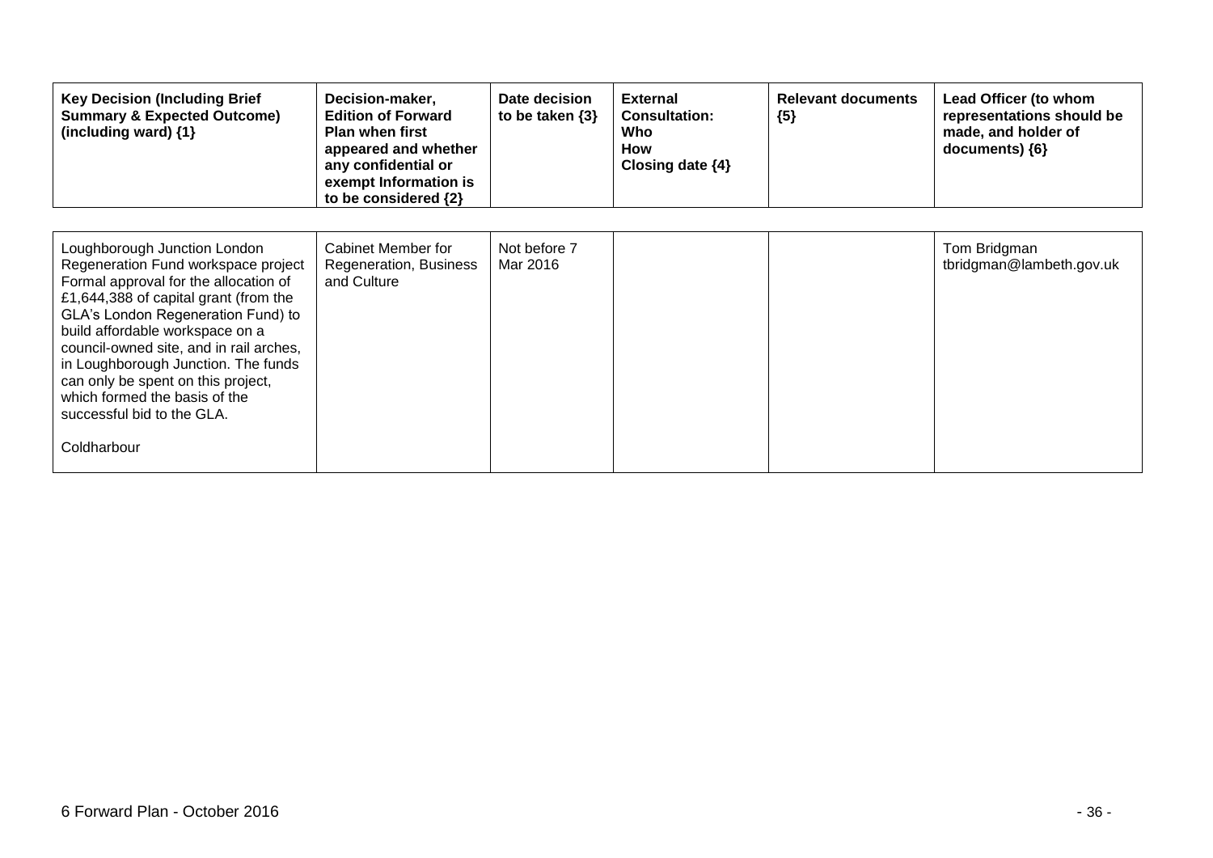| Key Decision (Including Brief Summary & Expected Outcome) (including ward) {1} | Decision-maker, Edition of Forward Plan when first appeared and whether any confidential or exempt Information is to be considered {2} | Date decision to be taken {3} | External Consultation: Who How Closing date {4} | Relevant documents {5} | Lead Officer (to whom representations should be made, and holder of documents) {6} |
|---|---|---|---|---|---|
| Loughborough Junction London Regeneration Fund workspace project Formal approval for the allocation of £1,644,388 of capital grant (from the GLA's London Regeneration Fund) to build affordable workspace on a council-owned site, and in rail arches, in Loughborough Junction. The funds can only be spent on this project, which formed the basis of the successful bid to the GLA.<br><br>Coldharbour | Cabinet Member for Regeneration, Business and Culture | Not before 7 Mar 2016 | | | Tom Bridgman tbridgman@lambeth.gov.uk |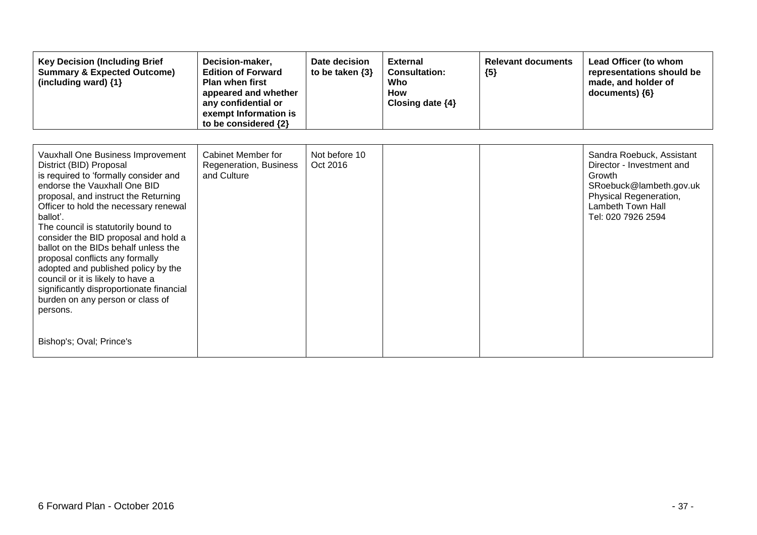| Key Decision (Including Brief Summary & Expected Outcome) (including ward) {1} | Decision-maker, Edition of Forward Plan when first appeared and whether any confidential or exempt Information is to be considered {2} | Date decision to be taken {3} | External Consultation: Who How Closing date {4} | Relevant documents {5} | Lead Officer (to whom representations should be made, and holder of documents) {6} |
|---|---|---|---|---|---|
| Vauxhall One Business Improvement District (BID) Proposal is required to 'formally consider and endorse the Vauxhall One BID proposal, and instruct the Returning Officer to hold the necessary renewal ballot'. The council is statutorily bound to consider the BID proposal and hold a ballot on the BIDs behalf unless the proposal conflicts any formally adopted and published policy by the council or it is likely to have a significantly disproportionate financial burden on any person or class of persons. Bishop's; Oval; Prince's | Cabinet Member for Regeneration, Business and Culture | Not before 10 Oct 2016 | | | Sandra Roebuck, Assistant Director - Investment and Growth SRoebuck@lambeth.gov.uk Physical Regeneration, Lambeth Town Hall Tel: 020 7926 2594 |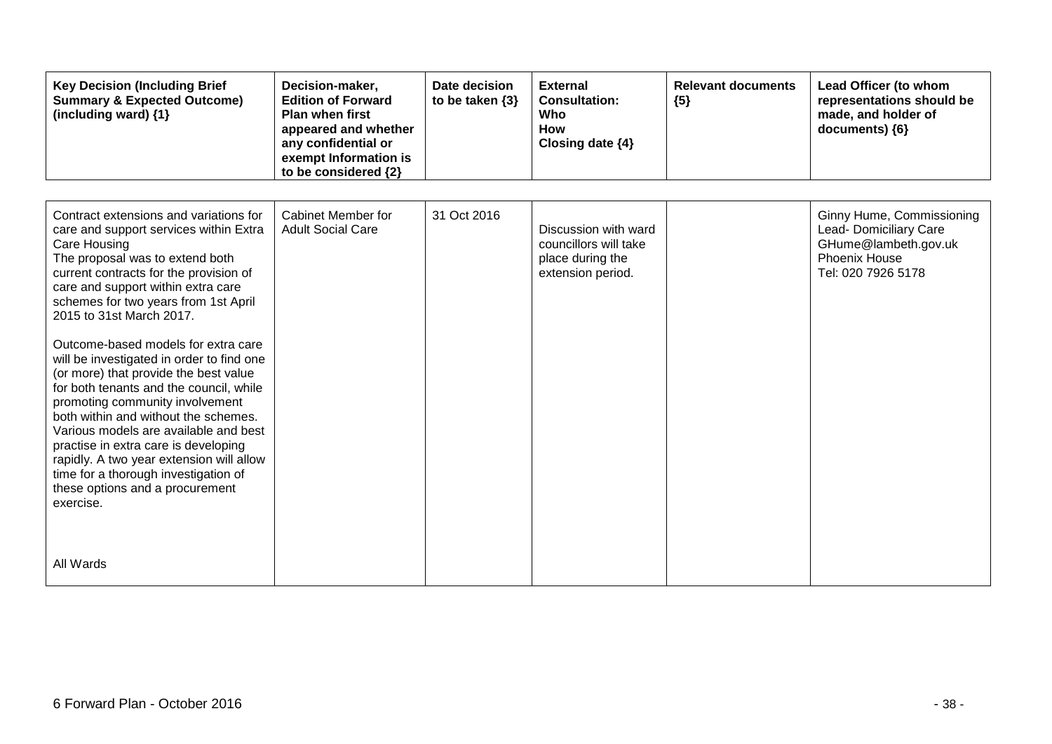| Key Decision (Including Brief Summary & Expected Outcome) (including ward) {1} | Decision-maker, Edition of Forward Plan when first appeared and whether any confidential or exempt Information is to be considered {2} | Date decision to be taken {3} | External Consultation: Who How Closing date {4} | Relevant documents {5} | Lead Officer (to whom representations should be made, and holder of documents) {6} |
|---|---|---|---|---|---|
| Contract extensions and variations for care and support services within Extra Care Housing<br>The proposal was to extend both current contracts for the provision of care and support within extra care schemes for two years from 1st April 2015 to 31st March 2017.<br><br>Outcome-based models for extra care will be investigated in order to find one (or more) that provide the best value for both tenants and the council, while promoting community involvement both within and without the schemes. Various models are available and best practise in extra care is developing rapidly. A two year extension will allow time for a thorough investigation of these options and a procurement exercise.<br><br>All Wards | Cabinet Member for Adult Social Care | 31 Oct 2016 | Discussion with ward councillors will take place during the extension period. | | Ginny Hume, Commissioning Lead- Domiciliary Care<br>GHume@lambeth.gov.uk<br>Phoenix House<br>Tel: 020 7926 5178 |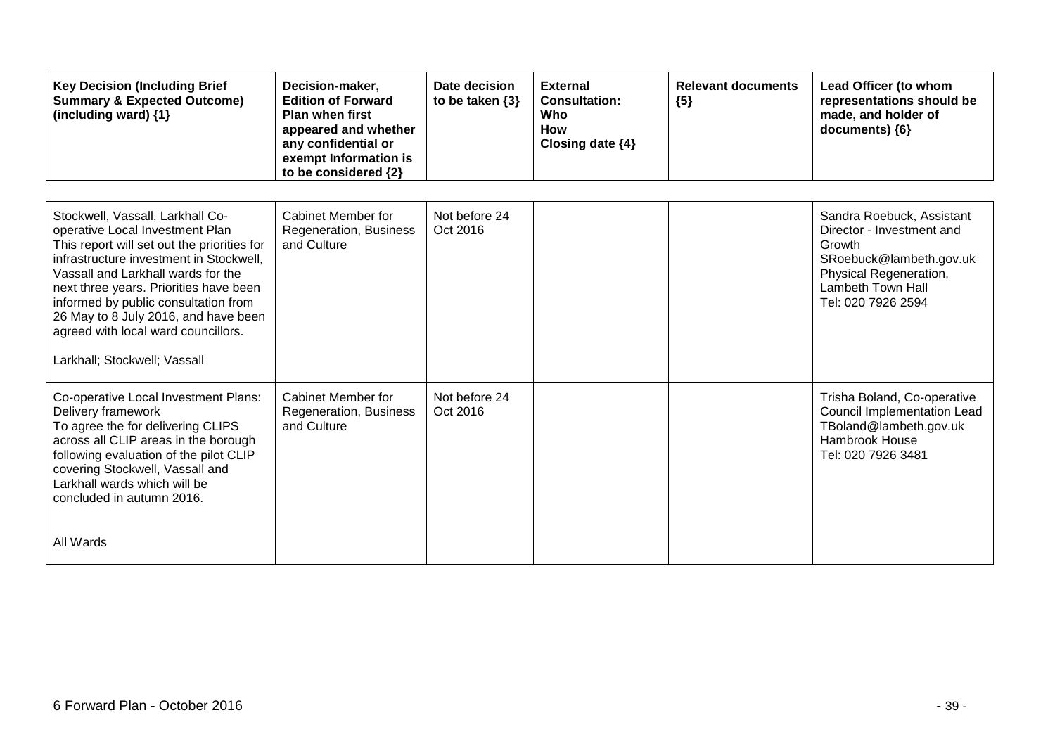| Key Decision (Including Brief Summary & Expected Outcome) (including ward) {1} | Decision-maker, Edition of Forward Plan when first appeared and whether any confidential or exempt Information is to be considered {2} | Date decision to be taken {3} | External Consultation: Who How Closing date {4} | Relevant documents {5} | Lead Officer (to whom representations should be made, and holder of documents) {6} |
|---|---|---|---|---|---|
| Stockwell, Vassall, Larkhall Co-operative Local Investment Plan<br>This report will set out the priorities for infrastructure investment in Stockwell, Vassall and Larkhall wards for the next three years. Priorities have been informed by public consultation from 26 May to 8 July 2016, and have been agreed with local ward councillors.<br><br>Larkhall; Stockwell; Vassall | Cabinet Member for Regeneration, Business and Culture | Not before 24 Oct 2016 | | | Sandra Roebuck, Assistant Director - Investment and Growth<br>SRoebuck@lambeth.gov.uk<br>Physical Regeneration, Lambeth Town Hall<br>Tel: 020 7926 2594 |
| Co-operative Local Investment Plans: Delivery framework<br>To agree the for delivering CLIPS across all CLIP areas in the borough following evaluation of the pilot CLIP covering Stockwell, Vassall and Larkhall wards which will be concluded in autumn 2016.<br><br>All Wards | Cabinet Member for Regeneration, Business and Culture | Not before 24 Oct 2016 | | | Trisha Boland, Co-operative Council Implementation Lead<br>TBoland@lambeth.gov.uk<br>Hambrook House<br>Tel: 020 7926 3481 |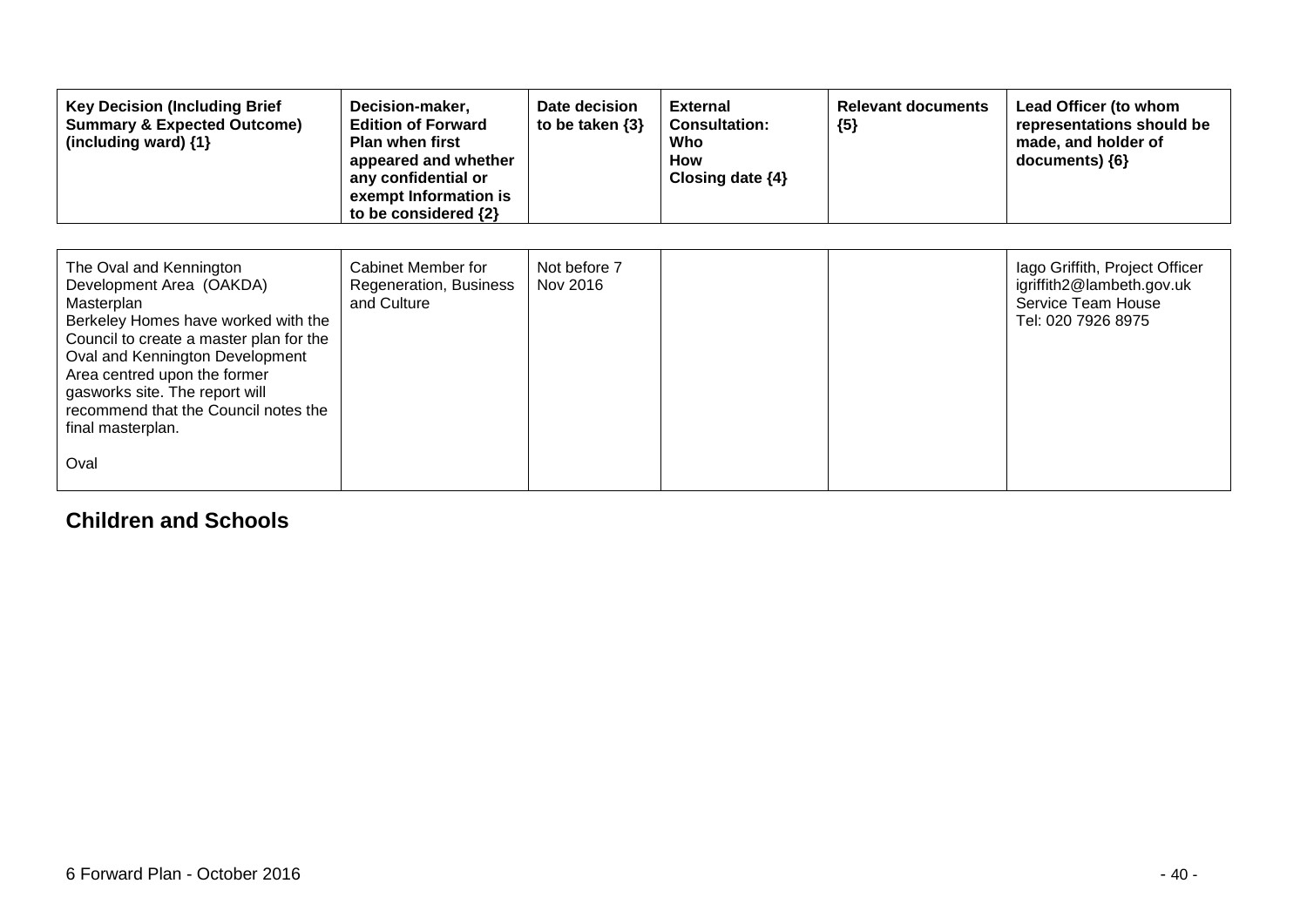| Key Decision (Including Brief Summary & Expected Outcome) (including ward) {1} | Decision-maker, Edition of Forward Plan when first appeared and whether any confidential or exempt Information is to be considered {2} | Date decision to be taken {3} | External Consultation: Who How Closing date {4} | Relevant documents {5} | Lead Officer (to whom representations should be made, and holder of documents) {6} |
|---|---|---|---|---|---|
| The Oval and Kennington Development Area (OAKDA) Masterplan<br>Berkeley Homes have worked with the Council to create a master plan for the Oval and Kennington Development Area centred upon the former gasworks site. The report will recommend that the Council notes the final masterplan.<br><br>Oval | Cabinet Member for Regeneration, Business and Culture | Not before 7 Nov 2016 | | | Iago Griffith, Project Officer igriffith2@lambeth.gov.uk Service Team House Tel: 020 7926 8975 |

## Children and Schools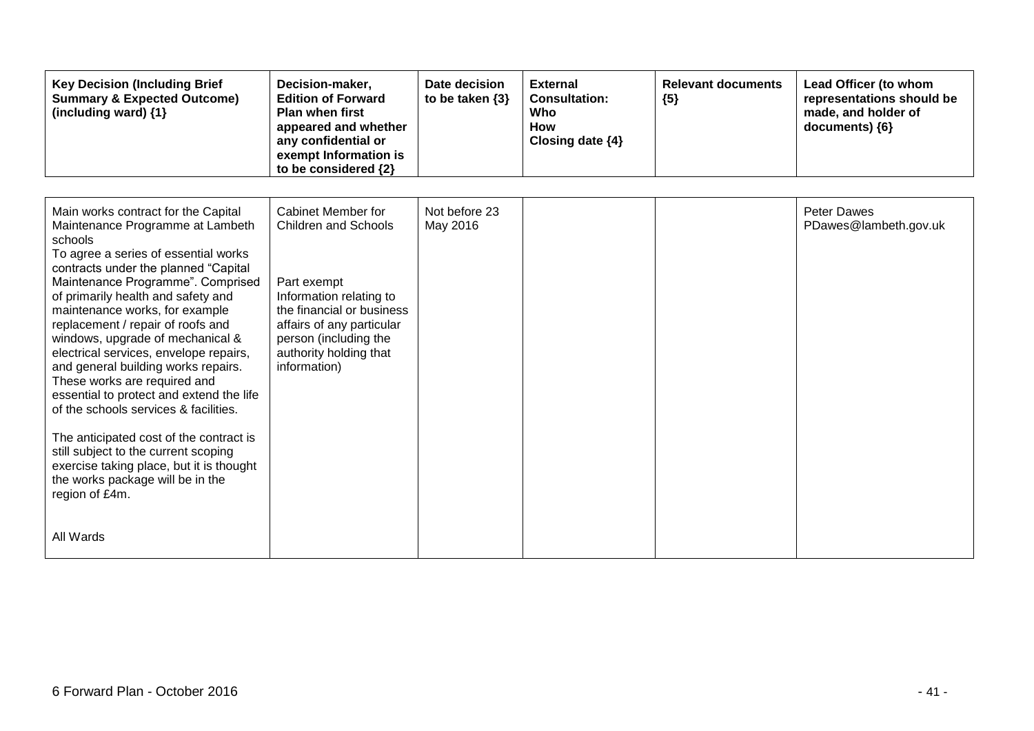| Key Decision (Including Brief Summary & Expected Outcome) (including ward) {1} | Decision-maker, Edition of Forward Plan when first appeared and whether any confidential or exempt Information is to be considered {2} | Date decision to be taken {3} | External Consultation: Who How Closing date {4} | Relevant documents {5} | Lead Officer (to whom representations should be made, and holder of documents) {6} |
|---|---|---|---|---|---|
| Main works contract for the Capital Maintenance Programme at Lambeth schools<br>To agree a series of essential works contracts under the planned "Capital Maintenance Programme". Comprised of primarily health and safety and maintenance works, for example replacement / repair of roofs and windows, upgrade of mechanical & electrical services, envelope repairs, and general building works repairs. These works are required and essential to protect and extend the life of the schools services & facilities.<br><br>The anticipated cost of the contract is still subject to the current scoping exercise taking place, but it is thought the works package will be in the region of £4m.<br><br>All Wards | Cabinet Member for Children and Schools<br><br>Part exempt Information relating to the financial or business affairs of any particular person (including the authority holding that information) | Not before 23 May 2016 | | | Peter Dawes PDawes@lambeth.gov.uk |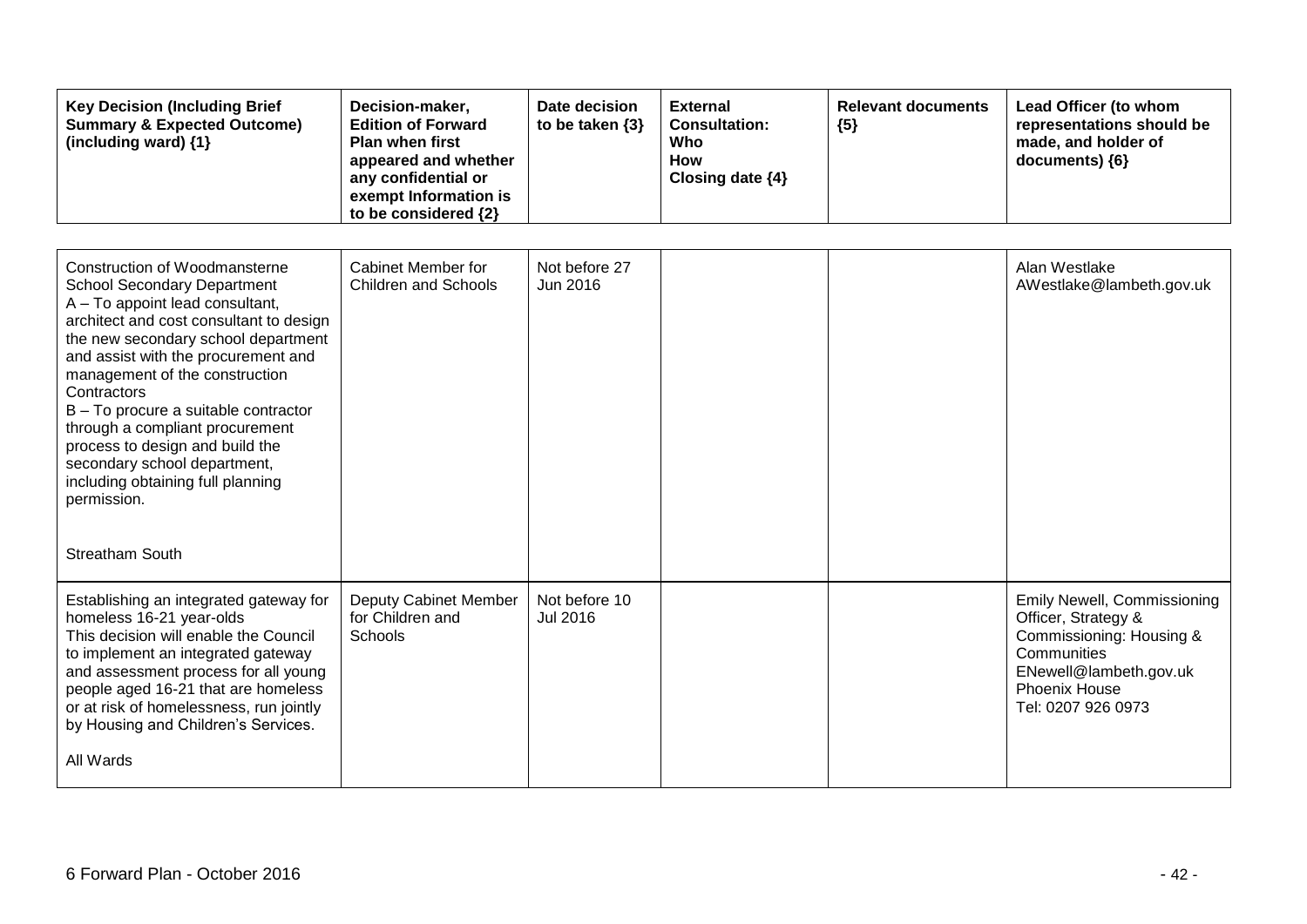| Key Decision (Including Brief Summary & Expected Outcome) (including ward) {1} | Decision-maker, Edition of Forward Plan when first appeared and whether any confidential or exempt Information is to be considered {2} | Date decision to be taken {3} | External Consultation: Who How Closing date {4} | Relevant documents {5} | Lead Officer (to whom representations should be made, and holder of documents) {6} |
|---|---|---|---|---|---|
| Construction of Woodmansterne School Secondary Department<br>A – To appoint lead consultant, architect and cost consultant to design the new secondary school department and assist with the procurement and management of the construction Contractors<br>B – To procure a suitable contractor through a compliant procurement process to design and build the secondary school department, including obtaining full planning permission.<br><br>Streatham South | Cabinet Member for Children and Schools | Not before 27 Jun 2016 | | | Alan Westlake<br>AWestlake@lambeth.gov.uk |
| Establishing an integrated gateway for homeless 16-21 year-olds<br>This decision will enable the Council to implement an integrated gateway and assessment process for all young people aged 16-21 that are homeless or at risk of homelessness, run jointly by Housing and Children's Services.<br><br>All Wards | Deputy Cabinet Member for Children and Schools | Not before 10 Jul 2016 | | | Emily Newell, Commissioning Officer, Strategy & Commissioning: Housing & Communities<br>ENewell@lambeth.gov.uk<br>Phoenix House<br>Tel: 0207 926 0973 |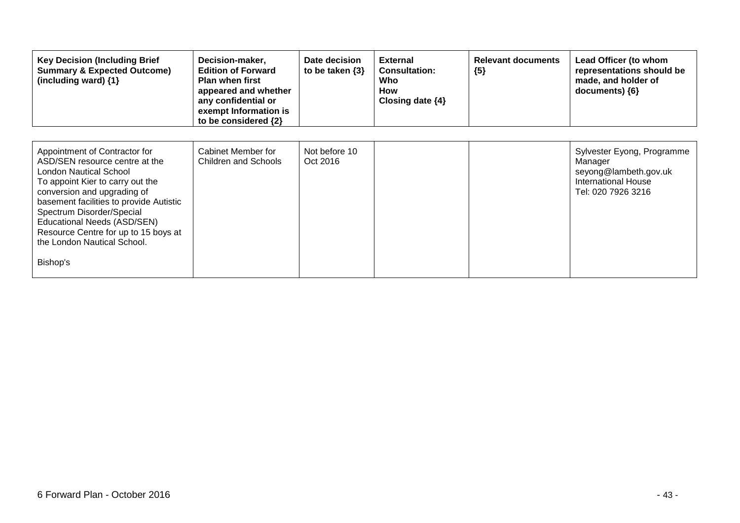| Key Decision (Including Brief Summary & Expected Outcome) (including ward) {1} | Decision-maker, Edition of Forward Plan when first appeared and whether any confidential or exempt Information is to be considered {2} | Date decision to be taken {3} | External Consultation: Who How Closing date {4} | Relevant documents {5} | Lead Officer (to whom representations should be made, and holder of documents) {6} |
|---|---|---|---|---|---|
| Appointment of Contractor for ASD/SEN resource centre at the London Nautical School<br>To appoint Kier to carry out the conversion and upgrading of basement facilities to provide Autistic Spectrum Disorder/Special Educational Needs (ASD/SEN) Resource Centre for up to 15 boys at the London Nautical School.<br><br>Bishop's | Cabinet Member for Children and Schools | Not before 10 Oct 2016 | | | Sylvester Eyong, Programme Manager<br>seyong@lambeth.gov.uk<br>International House<br>Tel: 020 7926 3216 |